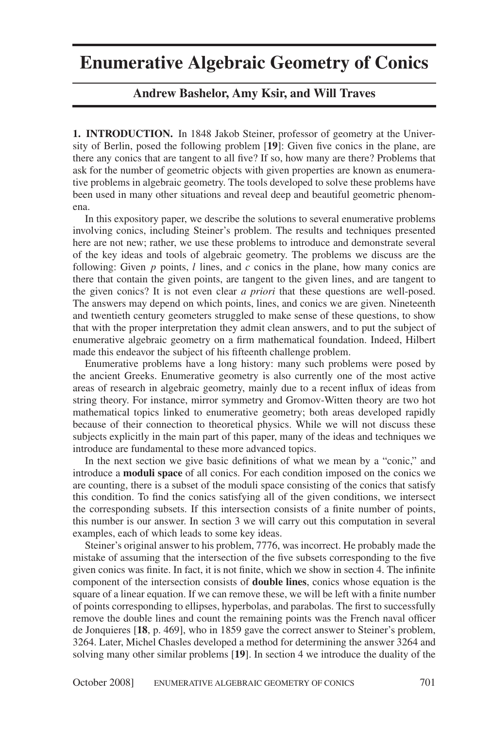# Enumerative Algebraic Geometry of Conics

**Andrew Bashelor, Amy Ksir, and Will Traves**

**1. INTRODUCTION.** In 1848 Jakob Steiner, professor of geometry at the University of Berlin, posed the following problem [**19**]: Given five conics in the plane, are there any conics that are tangent to all five? If so, how many are there? Problems that ask for the number of geometric objects with given properties are known as enumerative problems in algebraic geometry. The tools developed to solve these problems have been used in many other situations and reveal deep and beautiful geometric phenomena.

In this expository paper, we describe the solutions to several enumerative problems involving conics, including Steiner's problem. The results and techniques presented here are not new; rather, we use these problems to introduce and demonstrate several of the key ideas and tools of algebraic geometry. The problems we discuss are the following: Given $p$ points, $l$ lines, and $c$ conics in the plane, how many conics are there that contain the given points, are tangent to the given lines, and are tangent to the given conics? It is not even clear *a priori* that these questions are well-posed. The answers may depend on which points, lines, and conics we are given. Nineteenth and twentieth century geometers struggled to make sense of these questions, to show that with the proper interpretation they admit clean answers, and to put the subject of enumerative algebraic geometry on a firm mathematical foundation. Indeed, Hilbert made this endeavor the subject of his fifteenth challenge problem.

Enumerative problems have a long history: many such problems were posed by the ancient Greeks. Enumerative geometry is also currently one of the most active areas of research in algebraic geometry, mainly due to a recent influx of ideas from string theory. For instance, mirror symmetry and Gromov-Witten theory are two hot mathematical topics linked to enumerative geometry; both areas developed rapidly because of their connection to theoretical physics. While we will not discuss these subjects explicitly in the main part of this paper, many of the ideas and techniques we introduce are fundamental to these more advanced topics.

In the next section we give basic definitions of what we mean by a "conic," and introduce a **moduli space** of all conics. For each condition imposed on the conics we are counting, there is a subset of the moduli space consisting of the conics that satisfy this condition. To find the conics satisfying all of the given conditions, we intersect the corresponding subsets. If this intersection consists of a finite number of points, this number is our answer. In section 3 we will carry out this computation in several examples, each of which leads to some key ideas.

Steiner's original answer to his problem, 7776, was incorrect. He probably made the mistake of assuming that the intersection of the five subsets corresponding to the five given conics was finite. In fact, it is not finite, which we show in section 4. The infinite component of the intersection consists of **double lines**, conics whose equation is the square of a linear equation. If we can remove these, we will be left with a finite number of points corresponding to ellipses, hyperbolas, and parabolas. The first to successfully remove the double lines and count the remaining points was the French naval officer de Jonquieres [**18**, p. 469], who in 1859 gave the correct answer to Steiner's problem, 3264. Later, Michel Chasles developed a method for determining the answer 3264 and solving many other similar problems [**19**]. In section 4 we introduce the duality of the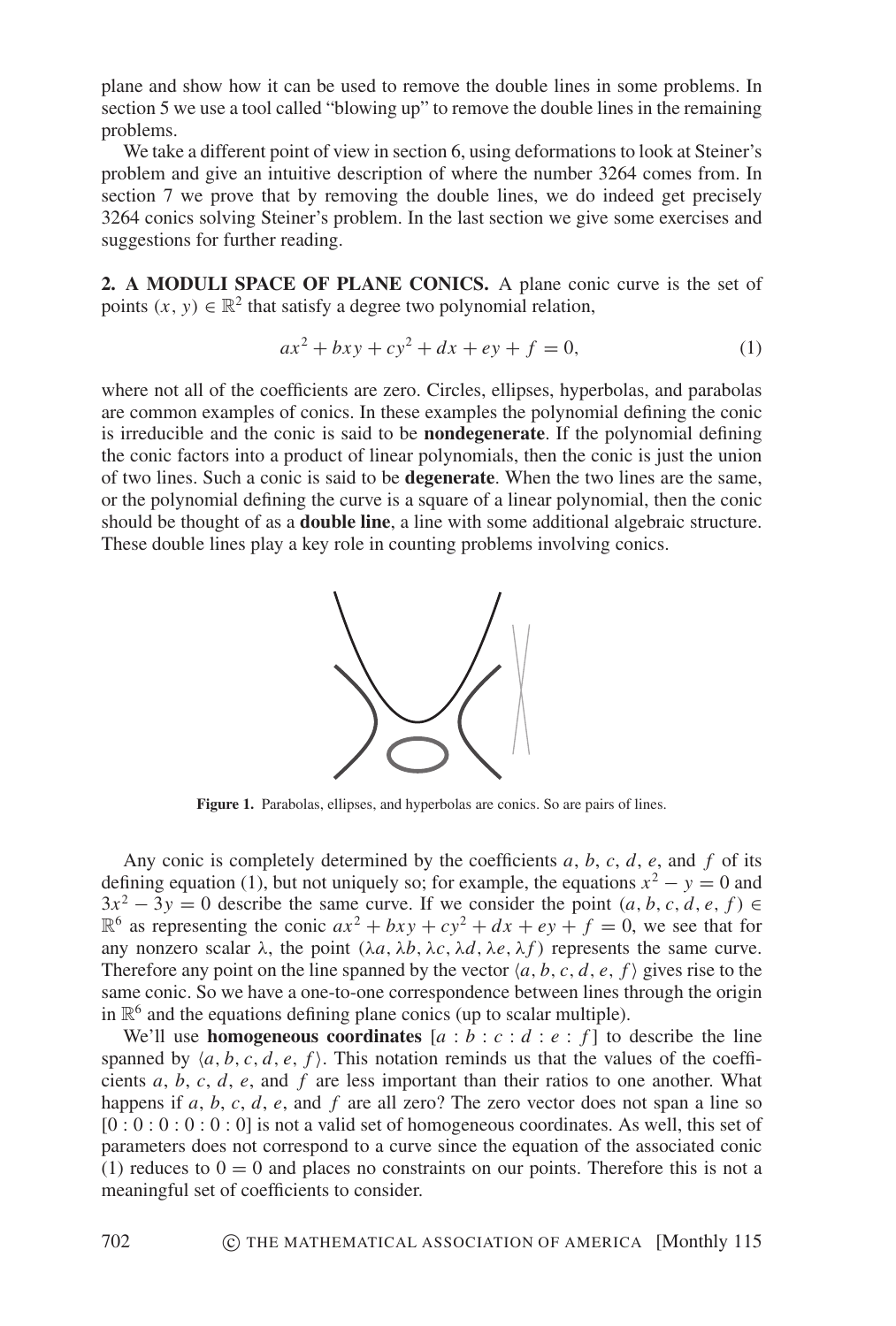plane and show how it can be used to remove the double lines in some problems. In section 5 we use a tool called "blowing up" to remove the double lines in the remaining problems.

We take a different point of view in section 6, using deformations to look at Steiner's problem and give an intuitive description of where the number 3264 comes from. In section 7 we prove that by removing the double lines, we do indeed get precisely 3264 conics solving Steiner's problem. In the last section we give some exercises and suggestions for further reading.

## 2. A MODULI SPACE OF PLANE CONICS.

A plane conic curve is the set of points $(x, y) \in \mathbb{R}^2$ that satisfy a degree two polynomial relation,

$$ax^2 + bxy + cy^2 + dx + ey + f = 0, \tag{1}$$

where not all of the coefficients are zero. Circles, ellipses, hyperbolas, and parabolas are common examples of conics. In these examples the polynomial defining the conic is irreducible and the conic is said to be **nondegenerate**. If the polynomial defining the conic factors into a product of linear polynomials, then the conic is just the union of two lines. Such a conic is said to be **degenerate**. When the two lines are the same, or the polynomial defining the curve is a square of a linear polynomial, then the conic should be thought of as a **double line**, a line with some additional algebraic structure. These double lines play a key role in counting problems involving conics.

**Figure 1.** Parabolas, ellipses, and hyperbolas are conics. So are pairs of lines.

Any conic is completely determined by the coefficients $a$, $b$, $c$, $d$, $e$, and $f$ of its defining equation (1), but not uniquely so; for example, the equations $x^2 - y = 0$ and $3x^2 - 3y = 0$ describe the same curve. If we consider the point $(a, b, c, d, e, f) \in \mathbb{R}^6$ as representing the conic $ax^2 + bxy + cy^2 + dx + ey + f = 0$, we see that for any nonzero scalar $\lambda$, the point $(\lambda a, \lambda b, \lambda c, \lambda d, \lambda e, \lambda f)$ represents the same curve. Therefore any point on the line spanned by the vector $\langle a, b, c, d, e, f \rangle$ gives rise to the same conic. So we have a one-to-one correspondence between lines through the origin in $\mathbb{R}^6$ and the equations defining plane conics (up to scalar multiple).

We'll use **homogeneous coordinates** $[a : b : c : d : e : f]$ to describe the line spanned by $\langle a, b, c, d, e, f \rangle$. This notation reminds us that the values of the coefficients $a$, $b$, $c$, $d$, $e$, and $f$ are less important than their ratios to one another. What happens if $a$, $b$, $c$, $d$, $e$, and $f$ are all zero? The zero vector does not span a line so $[0 : 0 : 0 : 0 : 0 : 0]$ is not a valid set of homogeneous coordinates. As well, this set of parameters does not correspond to a curve since the equation of the associated conic (1) reduces to $0 = 0$ and places no constraints on our points. Therefore this is not a meaningful set of coefficients to consider.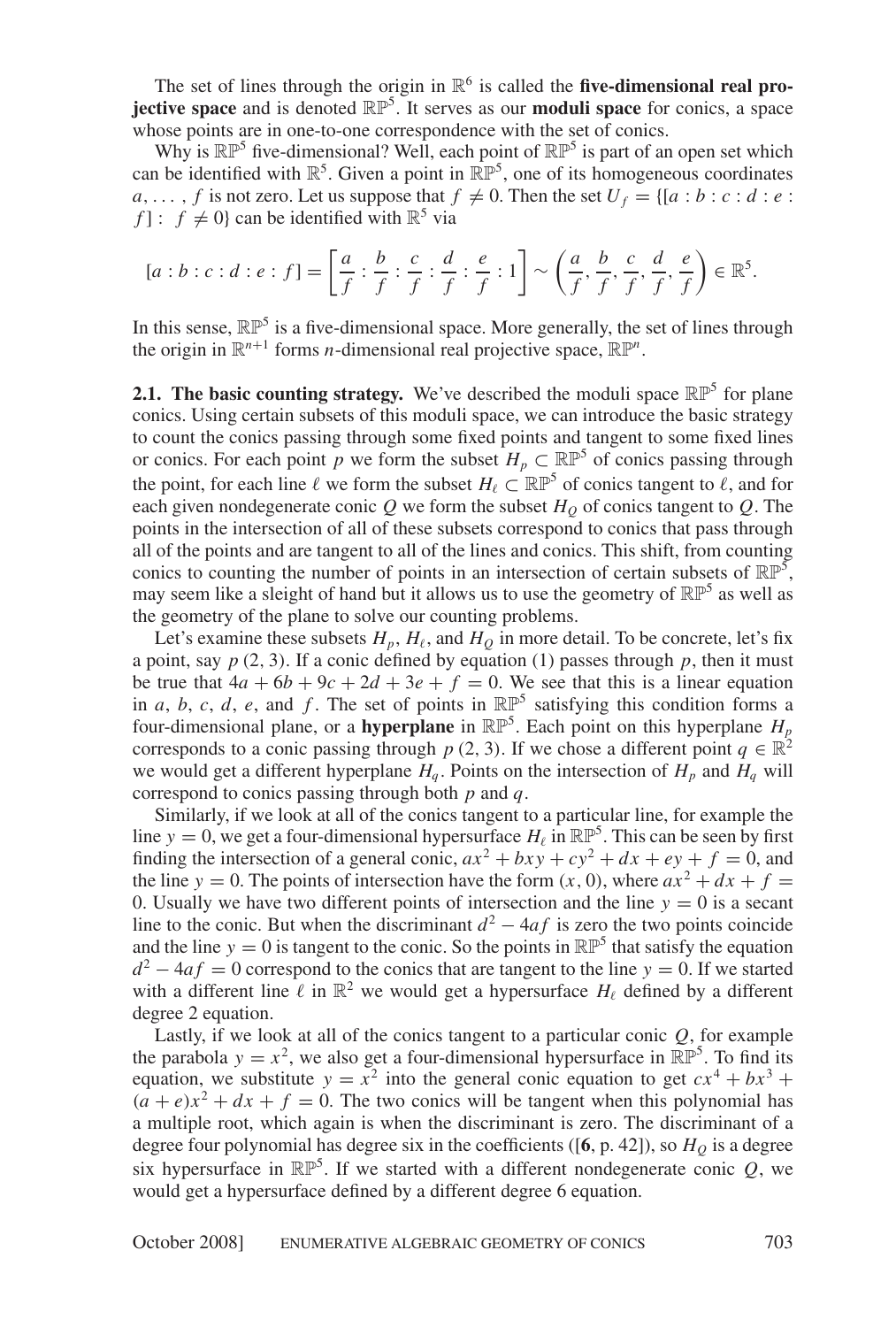The set of lines through the origin in $\mathbb{R}^6$ is called the **five-dimensional real projective space** and is denoted $\mathbb{RP}^5$. It serves as our **moduli space** for conics, a space whose points are in one-to-one correspondence with the set of conics.

Why is $\mathbb{RP}^5$ five-dimensional? Well, each point of $\mathbb{RP}^5$ is part of an open set which can be identified with $\mathbb{R}^5$. Given a point in $\mathbb{RP}^5$, one of its homogeneous coordinates $a, \ldots, f$ is not zero. Let us suppose that $f \neq 0$. Then the set $U_f = \{[a : b : c : d : e : f] : f \neq 0\}$ can be identified with $\mathbb{R}^5$ via

$$[a : b : c : d : e : f] = \left[\frac{a}{f} : \frac{b}{f} : \frac{c}{f} : \frac{d}{f} : \frac{e}{f} : 1\right] \sim \left(\frac{a}{f}, \frac{b}{f}, \frac{c}{f}, \frac{d}{f}, \frac{e}{f}\right) \in \mathbb{R}^5.$$

In this sense, $\mathbb{RP}^5$ is a five-dimensional space. More generally, the set of lines through the origin in $\mathbb{R}^{n+1}$ forms $n$-dimensional real projective space, $\mathbb{RP}^n$.

**2.1. The basic counting strategy.** We've described the moduli space $\mathbb{RP}^5$ for plane conics. Using certain subsets of this moduli space, we can introduce the basic strategy to count the conics passing through some fixed points and tangent to some fixed lines or conics. For each point $p$ we form the subset $H_p \subset \mathbb{RP}^5$ of conics passing through the point, for each line $\ell$ we form the subset $H_\ell \subset \mathbb{RP}^5$ of conics tangent to $\ell$, and for each given nondegenerate conic $Q$ we form the subset $H_Q$ of conics tangent to $Q$. The points in the intersection of all of these subsets correspond to conics that pass through all of the points and are tangent to all of the lines and conics. This shift, from counting conics to counting the number of points in an intersection of certain subsets of $\mathbb{RP}^5$, may seem like a sleight of hand but it allows us to use the geometry of $\mathbb{RP}^5$ as well as the geometry of the plane to solve our counting problems.

Let's examine these subsets $H_p$, $H_\ell$, and $H_Q$ in more detail. To be concrete, let's fix a point, say $p\,(2, 3)$. If a conic defined by equation (1) passes through $p$, then it must be true that $4a + 6b + 9c + 2d + 3e + f = 0$. We see that this is a linear equation in $a$, $b$, $c$, $d$, $e$, and $f$. The set of points in $\mathbb{RP}^5$ satisfying this condition forms a four-dimensional plane, or a **hyperplane** in $\mathbb{RP}^5$. Each point on this hyperplane $H_p$ corresponds to a conic passing through $p\,(2, 3)$. If we chose a different point $q \in \mathbb{R}^2$ we would get a different hyperplane $H_q$. Points on the intersection of $H_p$ and $H_q$ will correspond to conics passing through both $p$ and $q$.

Similarly, if we look at all of the conics tangent to a particular line, for example the line $y = 0$, we get a four-dimensional hypersurface $H_\ell$ in $\mathbb{RP}^5$. This can be seen by first finding the intersection of a general conic, $ax^2 + bxy + cy^2 + dx + ey + f = 0$, and the line $y = 0$. The points of intersection have the form $(x, 0)$, where $ax^2 + dx + f = 0$. Usually we have two different points of intersection and the line $y = 0$ is a secant line to the conic. But when the discriminant $d^2 - 4af$ is zero the two points coincide and the line $y = 0$ is tangent to the conic. So the points in $\mathbb{RP}^5$ that satisfy the equation $d^2 - 4af = 0$ correspond to the conics that are tangent to the line $y = 0$. If we started with a different line $\ell$ in $\mathbb{R}^2$ we would get a hypersurface $H_\ell$ defined by a different degree 2 equation.

Lastly, if we look at all of the conics tangent to a particular conic $Q$, for example the parabola $y = x^2$, we also get a four-dimensional hypersurface in $\mathbb{RP}^5$. To find its equation, we substitute $y = x^2$ into the general conic equation to get $cx^4 + bx^3 + (a + e)x^2 + dx + f = 0$. The two conics will be tangent when this polynomial has a multiple root, which again is when the discriminant is zero. The discriminant of a degree four polynomial has degree six in the coefficients ([**6**, p. 42]), so $H_Q$ is a degree six hypersurface in $\mathbb{RP}^5$. If we started with a different nondegenerate conic $Q$, we would get a hypersurface defined by a different degree 6 equation.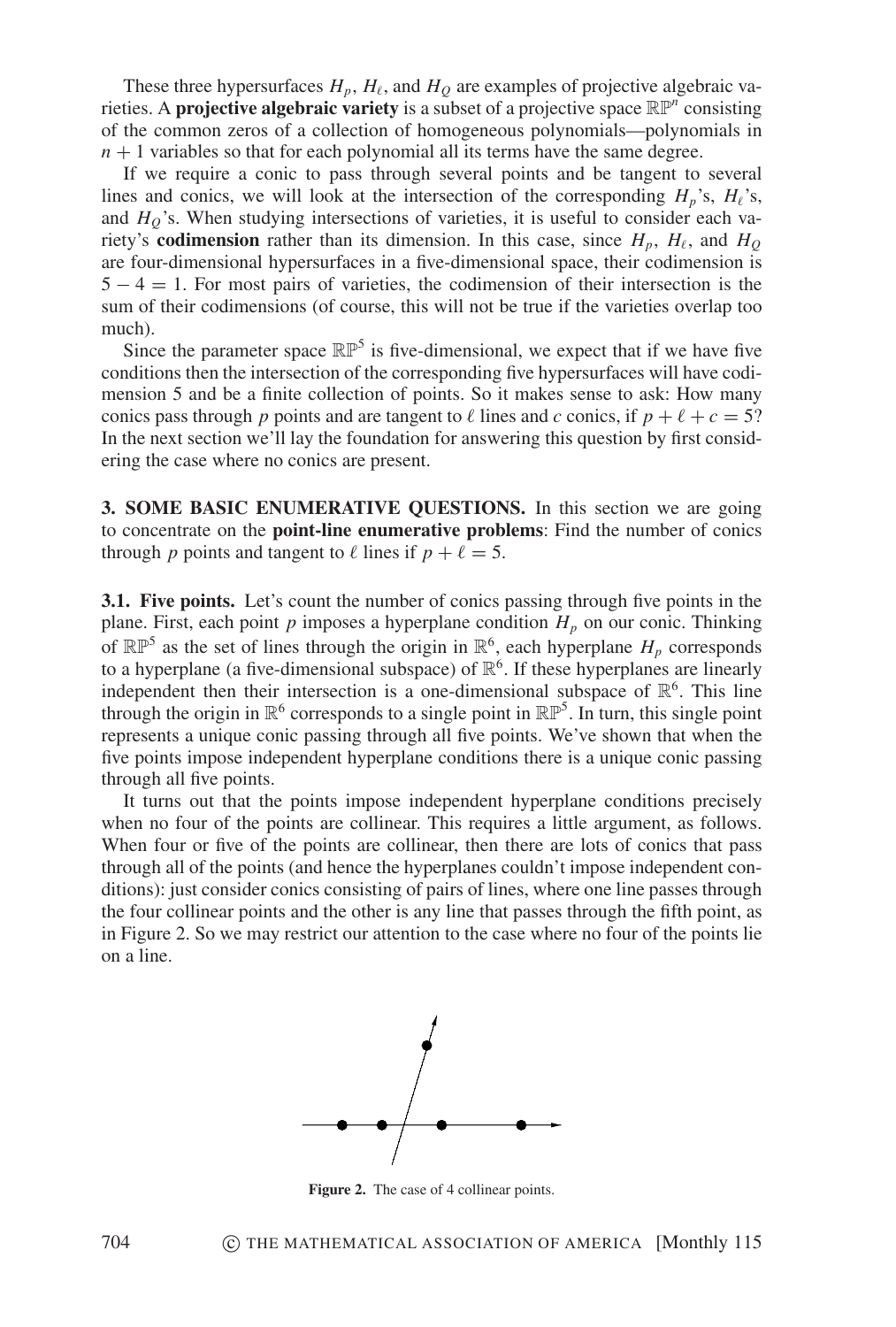These three hypersurfaces $H_p$, $H_\ell$, and $H_Q$ are examples of projective algebraic varieties. A **projective algebraic variety** is a subset of a projective space $\mathbb{RP}^n$ consisting of the common zeros of a collection of homogeneous polynomials—polynomials in $n+1$ variables so that for each polynomial all its terms have the same degree.

If we require a conic to pass through several points and be tangent to several lines and conics, we will look at the intersection of the corresponding $H_p$'s, $H_\ell$'s, and $H_Q$'s. When studying intersections of varieties, it is useful to consider each variety's **codimension** rather than its dimension. In this case, since $H_p$, $H_\ell$, and $H_Q$ are four-dimensional hypersurfaces in a five-dimensional space, their codimension is $5-4=1$. For most pairs of varieties, the codimension of their intersection is the sum of their codimensions (of course, this will not be true if the varieties overlap too much).

Since the parameter space $\mathbb{RP}^5$ is five-dimensional, we expect that if we have five conditions then the intersection of the corresponding five hypersurfaces will have codimension 5 and be a finite collection of points. So it makes sense to ask: How many conics pass through $p$ points and are tangent to $\ell$ lines and $c$ conics, if $p+\ell+c=5$? In the next section we'll lay the foundation for answering this question by first considering the case where no conics are present.

## 3. SOME BASIC ENUMERATIVE QUESTIONS.

In this section we are going to concentrate on the **point-line enumerative problems**: Find the number of conics through $p$ points and tangent to $\ell$ lines if $p+\ell=5$.

### 3.1. Five points.

Let's count the number of conics passing through five points in the plane. First, each point $p$ imposes a hyperplane condition $H_p$ on our conic. Thinking of $\mathbb{RP}^5$ as the set of lines through the origin in $\mathbb{R}^6$, each hyperplane $H_p$ corresponds to a hyperplane (a five-dimensional subspace) of $\mathbb{R}^6$. If these hyperplanes are linearly independent then their intersection is a one-dimensional subspace of $\mathbb{R}^6$. This line through the origin in $\mathbb{R}^6$ corresponds to a single point in $\mathbb{RP}^5$. In turn, this single point represents a unique conic passing through all five points. We've shown that when the five points impose independent hyperplane conditions there is a unique conic passing through all five points.

It turns out that the points impose independent hyperplane conditions precisely when no four of the points are collinear. This requires a little argument, as follows. When four or five of the points are collinear, then there are lots of conics that pass through all of the points (and hence the hyperplanes couldn't impose independent conditions): just consider conics consisting of pairs of lines, where one line passes through the four collinear points and the other is any line that passes through the fifth point, as in Figure 2. So we may restrict our attention to the case where no four of the points lie on a line.

**Figure 2.** The case of 4 collinear points.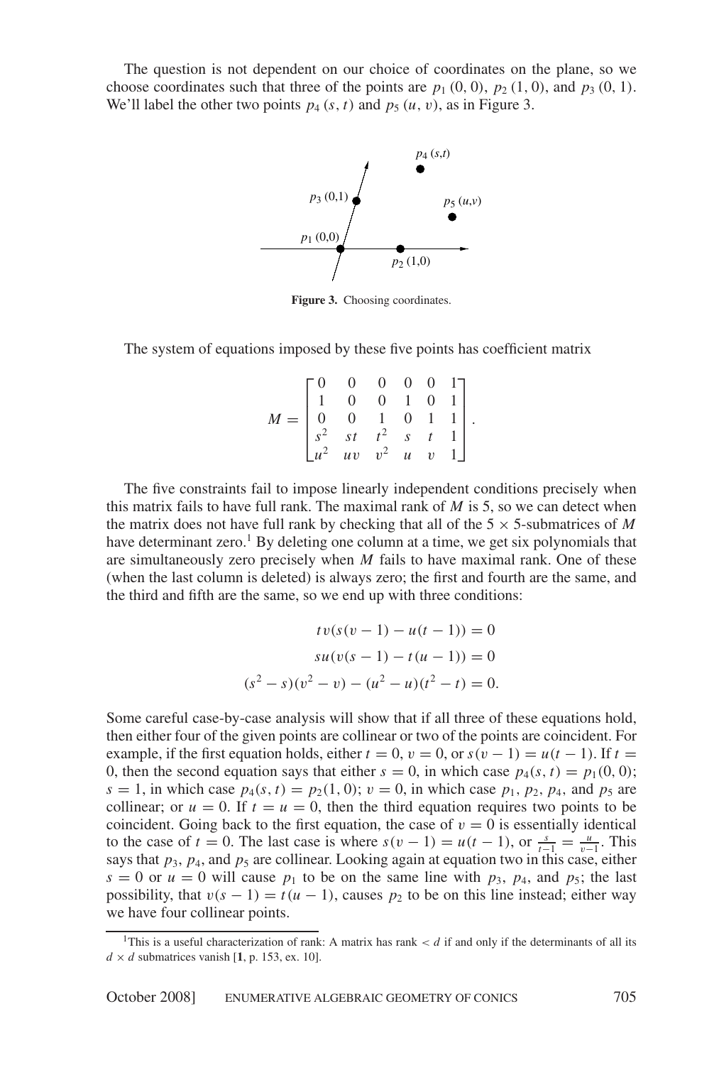The question is not dependent on our choice of coordinates on the plane, so we choose coordinates such that three of the points are $p_1$ $(0, 0)$, $p_2$ $(1, 0)$, and $p_3$ $(0, 1)$. We'll label the other two points $p_4$ $(s, t)$ and $p_5$ $(u, v)$, as in Figure 3.

**Figure 3.** Choosing coordinates.

The system of equations imposed by these five points has coefficient matrix

$$M = \begin{bmatrix} 0 & 0 & 0 & 0 & 0 & 1 \\ 1 & 0 & 0 & 1 & 0 & 1 \\ 0 & 0 & 1 & 0 & 1 & 1 \\ s^2 & st & t^2 & s & t & 1 \\ u^2 & uv & v^2 & u & v & 1 \end{bmatrix}.$$

The five constraints fail to impose linearly independent conditions precisely when this matrix fails to have full rank. The maximal rank of $M$ is 5, so we can detect when the matrix does not have full rank by checking that all of the $5 \times 5$-submatrices of $M$ have determinant zero.[1] By deleting one column at a time, we get six polynomials that are simultaneously zero precisely when $M$ fails to have maximal rank. One of these (when the last column is deleted) is always zero; the first and fourth are the same, and the third and fifth are the same, so we end up with three conditions:

$$tv(s(v-1) - u(t-1)) = 0$$

$$su(v(s-1) - t(u-1)) = 0$$

$$(s^2 - s)(v^2 - v) - (u^2 - u)(t^2 - t) = 0.$$

Some careful case-by-case analysis will show that if all three of these equations hold, then either four of the given points are collinear or two of the points are coincident. For example, if the first equation holds, either $t = 0$, $v = 0$, or $s(v-1) = u(t-1)$. If $t = 0$, then the second equation says that either $s = 0$, in which case $p_4(s, t) = p_1(0, 0)$; $s = 1$, in which case $p_4(s, t) = p_2(1, 0)$; $v = 0$, in which case $p_1$, $p_2$, $p_4$, and $p_5$ are collinear; or $u = 0$. If $t = u = 0$, then the third equation requires two points to be coincident. Going back to the first equation, the case of $v = 0$ is essentially identical to the case of $t = 0$. The last case is where $s(v-1) = u(t-1)$, or $\frac{s}{t-1} = \frac{u}{v-1}$. This says that $p_3$, $p_4$, and $p_5$ are collinear. Looking again at equation two in this case, either $s = 0$ or $u = 0$ will cause $p_1$ to be on the same line with $p_3$, $p_4$, and $p_5$; the last possibility, that $v(s-1) = t(u-1)$, causes $p_2$ to be on this line instead; either way we have four collinear points.

---

[1] This is a useful characterization of rank: A matrix has rank $< d$ if and only if the determinants of all its $d \times d$ submatrices vanish [**1**, p. 153, ex. 10].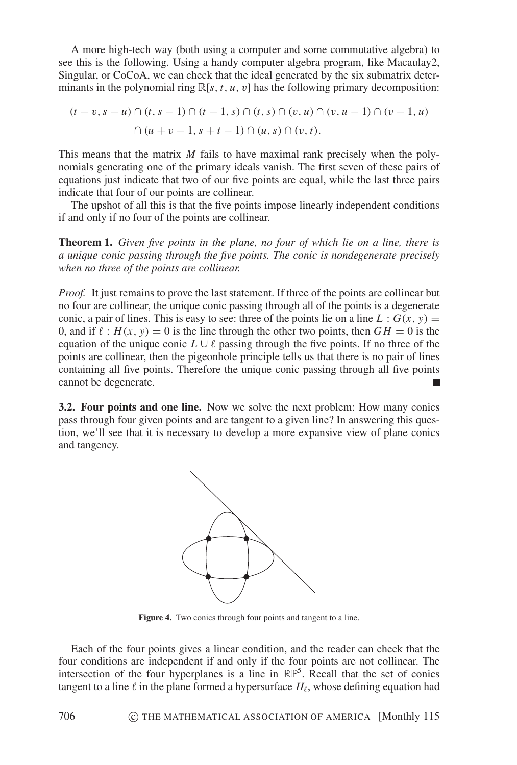A more high-tech way (both using a computer and some commutative algebra) to see this is the following. Using a handy computer algebra program, like Macaulay2, Singular, or CoCoA, we can check that the ideal generated by the six submatrix determinants in the polynomial ring $\mathbb{R}[s, t, u, v]$ has the following primary decomposition:

$$(t - v, s - u) \cap (t, s - 1) \cap (t - 1, s) \cap (t, s) \cap (v, u) \cap (v, u - 1) \cap (v - 1, u)$$
$$\cap\, (u + v - 1, s + t - 1) \cap (u, s) \cap (v, t).$$

This means that the matrix $M$ fails to have maximal rank precisely when the polynomials generating one of the primary ideals vanish. The first seven of these pairs of equations just indicate that two of our five points are equal, while the last three pairs indicate that four of our points are collinear.

The upshot of all this is that the five points impose linearly independent conditions if and only if no four of the points are collinear.

**Theorem 1.** *Given five points in the plane, no four of which lie on a line, there is a unique conic passing through the five points. The conic is nondegenerate precisely when no three of the points are collinear.*

*Proof.* It just remains to prove the last statement. If three of the points are collinear but no four are collinear, the unique conic passing through all of the points is a degenerate conic, a pair of lines. This is easy to see: three of the points lie on a line $L : G(x, y) = 0$, and if $\ell : H(x, y) = 0$ is the line through the other two points, then $GH = 0$ is the equation of the unique conic $L \cup \ell$ passing through the five points. If no three of the points are collinear, then the pigeonhole principle tells us that there is no pair of lines containing all five points. Therefore the unique conic passing through all five points cannot be degenerate. ∎

**3.2. Four points and one line.** Now we solve the next problem: How many conics pass through four given points and are tangent to a given line? In answering this question, we'll see that it is necessary to develop a more expansive view of plane conics and tangency.

**Figure 4.** Two conics through four points and tangent to a line.

Each of the four points gives a linear condition, and the reader can check that the four conditions are independent if and only if the four points are not collinear. The intersection of the four hyperplanes is a line in $\mathbb{RP}^5$. Recall that the set of conics tangent to a line $\ell$ in the plane formed a hypersurface $H_\ell$, whose defining equation had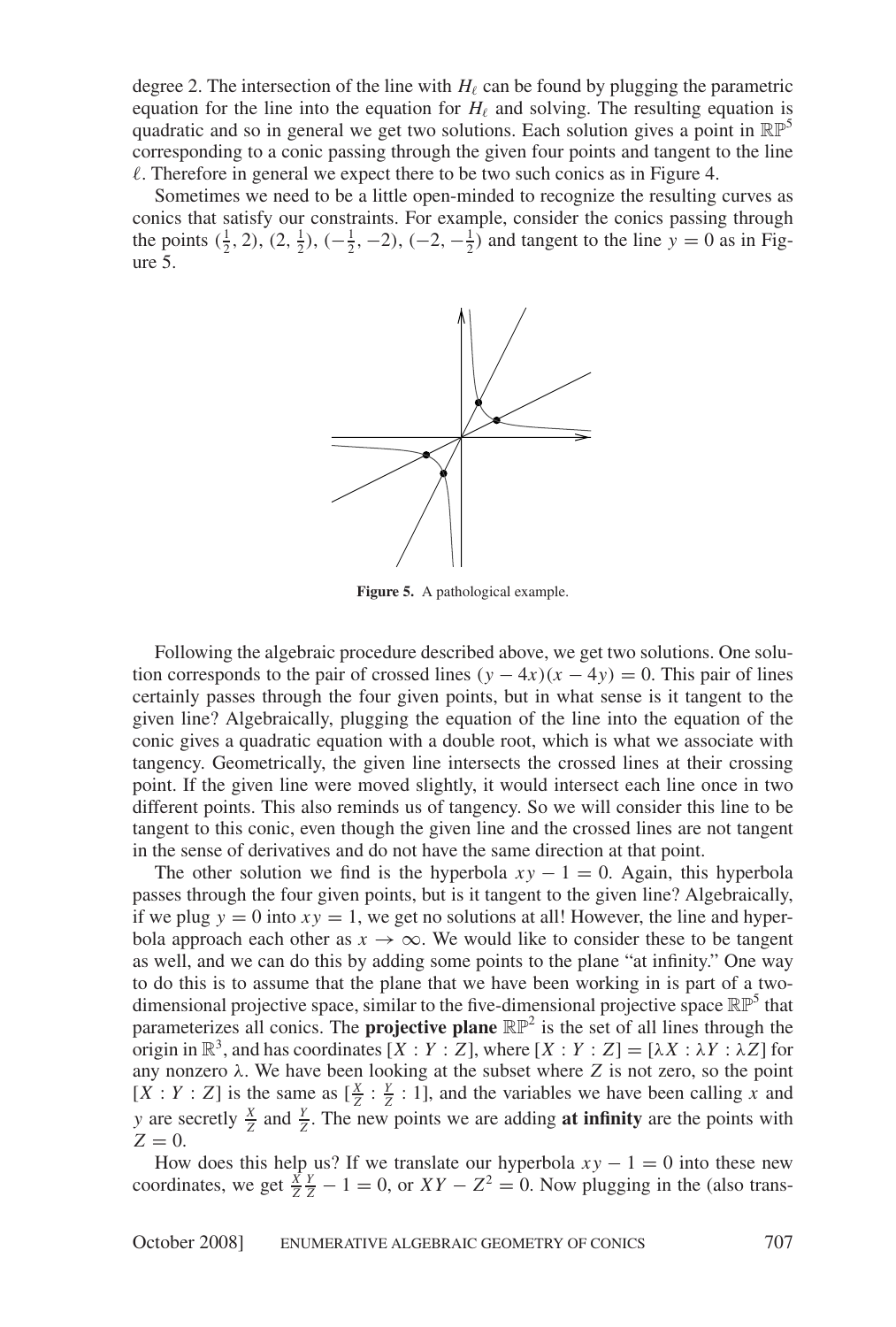degree 2. The intersection of the line with $H_\ell$ can be found by plugging the parametric equation for the line into the equation for $H_\ell$ and solving. The resulting equation is quadratic and so in general we get two solutions. Each solution gives a point in $\mathbb{RP}^5$ corresponding to a conic passing through the given four points and tangent to the line $\ell$. Therefore in general we expect there to be two such conics as in Figure 4.

Sometimes we need to be a little open-minded to recognize the resulting curves as conics that satisfy our constraints. For example, consider the conics passing through the points $(\frac{1}{2}, 2)$, $(2, \frac{1}{2})$, $(-\frac{1}{2}, -2)$, $(-2, -\frac{1}{2})$ and tangent to the line $y = 0$ as in Figure 5.

**Figure 5.** A pathological example.

Following the algebraic procedure described above, we get two solutions. One solution corresponds to the pair of crossed lines $(y - 4x)(x - 4y) = 0$. This pair of lines certainly passes through the four given points, but in what sense is it tangent to the given line? Algebraically, plugging the equation of the line into the equation of the conic gives a quadratic equation with a double root, which is what we associate with tangency. Geometrically, the given line intersects the crossed lines at their crossing point. If the given line were moved slightly, it would intersect each line once in two different points. This also reminds us of tangency. So we will consider this line to be tangent to this conic, even though the given line and the crossed lines are not tangent in the sense of derivatives and do not have the same direction at that point.

The other solution we find is the hyperbola $xy - 1 = 0$. Again, this hyperbola passes through the four given points, but is it tangent to the given line? Algebraically, if we plug $y = 0$ into $xy = 1$, we get no solutions at all! However, the line and hyperbola approach each other as $x \to \infty$. We would like to consider these to be tangent as well, and we can do this by adding some points to the plane "at infinity." One way to do this is to assume that the plane that we have been working in is part of a two-dimensional projective space, similar to the five-dimensional projective space $\mathbb{RP}^5$ that parameterizes all conics. The **projective plane** $\mathbb{RP}^2$ is the set of all lines through the origin in $\mathbb{R}^3$, and has coordinates $[X : Y : Z]$, where $[X : Y : Z] = [\lambda X : \lambda Y : \lambda Z]$ for any nonzero $\lambda$. We have been looking at the subset where $Z$ is not zero, so the point $[X : Y : Z]$ is the same as $[\frac{X}{Z} : \frac{Y}{Z} : 1]$, and the variables we have been calling $x$ and $y$ are secretly $\frac{X}{Z}$ and $\frac{Y}{Z}$. The new points we are adding **at infinity** are the points with $Z = 0$.

How does this help us? If we translate our hyperbola $xy - 1 = 0$ into these new coordinates, we get $\frac{X}{Z}\frac{Y}{Z} - 1 = 0$, or $XY - Z^2 = 0$. Now plugging in the (also trans-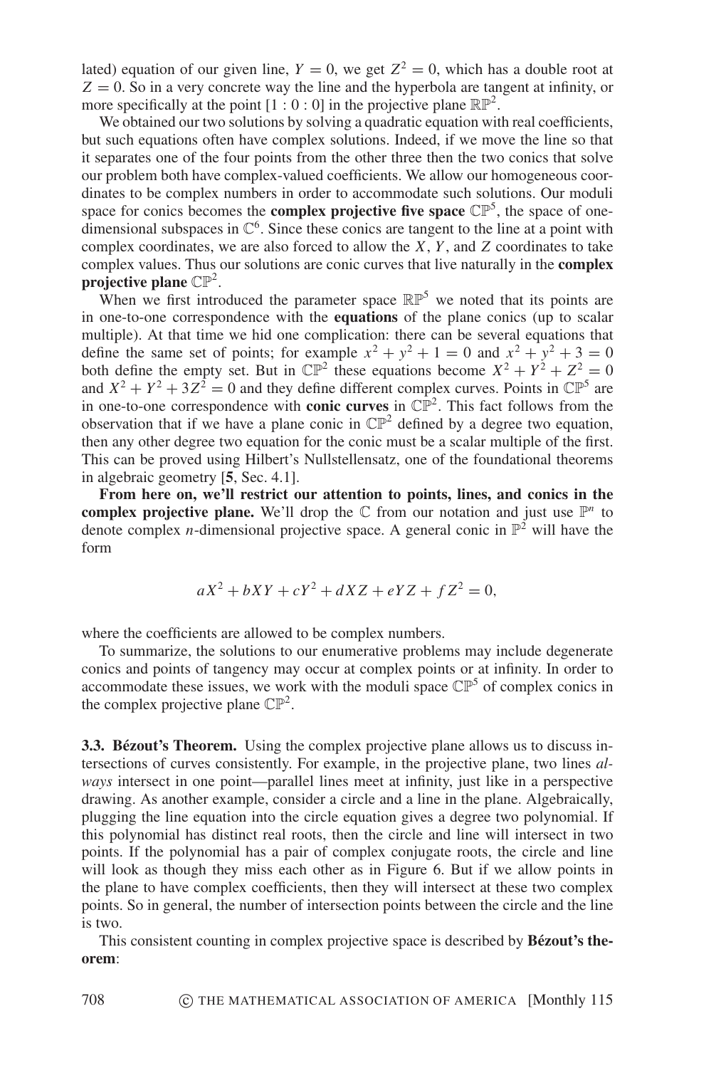lated) equation of our given line, $Y = 0$, we get $Z^2 = 0$, which has a double root at $Z = 0$. So in a very concrete way the line and the hyperbola are tangent at infinity, or more specifically at the point $[1 : 0 : 0]$ in the projective plane $\mathbb{RP}^2$.

We obtained our two solutions by solving a quadratic equation with real coefficients, but such equations often have complex solutions. Indeed, if we move the line so that it separates one of the four points from the other three then the two conics that solve our problem both have complex-valued coefficients. We allow our homogeneous coordinates to be complex numbers in order to accommodate such solutions. Our moduli space for conics becomes the **complex projective five space** $\mathbb{CP}^5$, the space of one-dimensional subspaces in $\mathbb{C}^6$. Since these conics are tangent to the line at a point with complex coordinates, we are also forced to allow the $X$, $Y$, and $Z$ coordinates to take complex values. Thus our solutions are conic curves that live naturally in the **complex projective plane** $\mathbb{CP}^2$.

When we first introduced the parameter space $\mathbb{RP}^5$ we noted that its points are in one-to-one correspondence with the **equations** of the plane conics (up to scalar multiple). At that time we hid one complication: there can be several equations that define the same set of points; for example $x^2 + y^2 + 1 = 0$ and $x^2 + y^2 + 3 = 0$ both define the empty set. But in $\mathbb{CP}^2$ these equations become $X^2 + Y^2 + Z^2 = 0$ and $X^2 + Y^2 + 3Z^2 = 0$ and they define different complex curves. Points in $\mathbb{CP}^5$ are in one-to-one correspondence with **conic curves** in $\mathbb{CP}^2$. This fact follows from the observation that if we have a plane conic in $\mathbb{CP}^2$ defined by a degree two equation, then any other degree two equation for the conic must be a scalar multiple of the first. This can be proved using Hilbert's Nullstellensatz, one of the foundational theorems in algebraic geometry [**5**, Sec. 4.1].

**From here on, we'll restrict our attention to points, lines, and conics in the complex projective plane.** We'll drop the $\mathbb{C}$ from our notation and just use $\mathbb{P}^n$ to denote complex $n$-dimensional projective space. A general conic in $\mathbb{P}^2$ will have the form

$$aX^2 + bXY + cY^2 + dXZ + eYZ + fZ^2 = 0,$$

where the coefficients are allowed to be complex numbers.

To summarize, the solutions to our enumerative problems may include degenerate conics and points of tangency may occur at complex points or at infinity. In order to accommodate these issues, we work with the moduli space $\mathbb{CP}^5$ of complex conics in the complex projective plane $\mathbb{CP}^2$.

**3.3. Bézout's Theorem.** Using the complex projective plane allows us to discuss intersections of curves consistently. For example, in the projective plane, two lines *always* intersect in one point—parallel lines meet at infinity, just like in a perspective drawing. As another example, consider a circle and a line in the plane. Algebraically, plugging the line equation into the circle equation gives a degree two polynomial. If this polynomial has distinct real roots, then the circle and line will intersect in two points. If the polynomial has a pair of complex conjugate roots, the circle and line will look as though they miss each other as in Figure 6. But if we allow points in the plane to have complex coefficients, then they will intersect at these two complex points. So in general, the number of intersection points between the circle and the line is two.

This consistent counting in complex projective space is described by **Bézout's theorem**: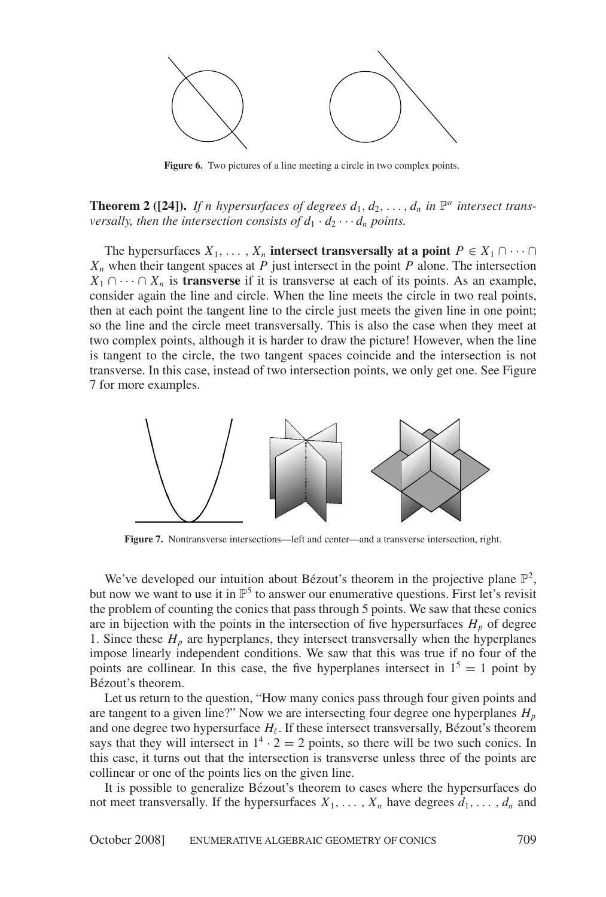**Figure 6.** Two pictures of a line meeting a circle in two complex points.

**Theorem 2 ([24]).** *If $n$ hypersurfaces of degrees $d_1, d_2, \ldots, d_n$ in $\mathbb{P}^n$ intersect transversally, then the intersection consists of $d_1 \cdot d_2 \cdots d_n$ points.*

The hypersurfaces $X_1, \ldots, X_n$ **intersect transversally at a point** $P \in X_1 \cap \cdots \cap X_n$ when their tangent spaces at $P$ just intersect in the point $P$ alone. The intersection $X_1 \cap \cdots \cap X_n$ is **transverse** if it is transverse at each of its points. As an example, consider again the line and circle. When the line meets the circle in two real points, then at each point the tangent line to the circle just meets the given line in one point; so the line and the circle meet transversally. This is also the case when they meet at two complex points, although it is harder to draw the picture! However, when the line is tangent to the circle, the two tangent spaces coincide and the intersection is not transverse. In this case, instead of two intersection points, we only get one. See Figure 7 for more examples.

**Figure 7.** Nontransverse intersections—left and center—and a transverse intersection, right.

We've developed our intuition about Bézout's theorem in the projective plane $\mathbb{P}^2$, but now we want to use it in $\mathbb{P}^5$ to answer our enumerative questions. First let's revisit the problem of counting the conics that pass through 5 points. We saw that these conics are in bijection with the points in the intersection of five hypersurfaces $H_p$ of degree 1. Since these $H_p$ are hyperplanes, they intersect transversally when the hyperplanes impose linearly independent conditions. We saw that this was true if no four of the points are collinear. In this case, the five hyperplanes intersect in $1^5 = 1$ point by Bézout's theorem.

Let us return to the question, "How many conics pass through four given points and are tangent to a given line?" Now we are intersecting four degree one hyperplanes $H_p$ and one degree two hypersurface $H_\ell$. If these intersect transversally, Bézout's theorem says that they will intersect in $1^4 \cdot 2 = 2$ points, so there will be two such conics. In this case, it turns out that the intersection is transverse unless three of the points are collinear or one of the points lies on the given line.

It is possible to generalize Bézout's theorem to cases where the hypersurfaces do not meet transversally. If the hypersurfaces $X_1, \ldots, X_n$ have degrees $d_1, \ldots, d_n$ and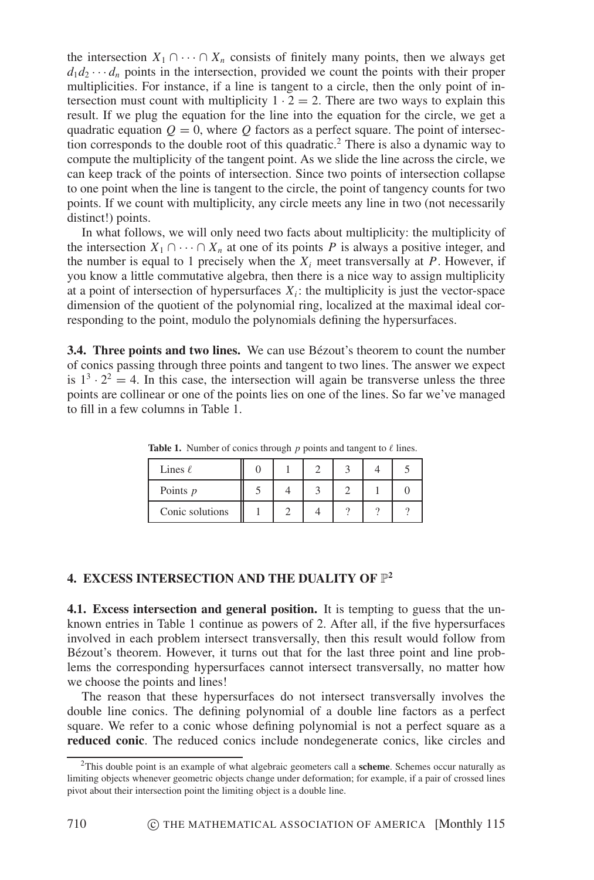the intersection $X_1 \cap \cdots \cap X_n$ consists of finitely many points, then we always get $d_1 d_2 \cdots d_n$ points in the intersection, provided we count the points with their proper multiplicities. For instance, if a line is tangent to a circle, then the only point of intersection must count with multiplicity $1 \cdot 2 = 2$. There are two ways to explain this result. If we plug the equation for the line into the equation for the circle, we get a quadratic equation $Q = 0$, where $Q$ factors as a perfect square. The point of intersection corresponds to the double root of this quadratic.[2] There is also a dynamic way to compute the multiplicity of the tangent point. As we slide the line across the circle, we can keep track of the points of intersection. Since two points of intersection collapse to one point when the line is tangent to the circle, the point of tangency counts for two points. If we count with multiplicity, any circle meets any line in two (not necessarily distinct!) points.

In what follows, we will only need two facts about multiplicity: the multiplicity of the intersection $X_1 \cap \cdots \cap X_n$ at one of its points $P$ is always a positive integer, and the number is equal to 1 precisely when the $X_i$ meet transversally at $P$. However, if you know a little commutative algebra, then there is a nice way to assign multiplicity at a point of intersection of hypersurfaces $X_i$: the multiplicity is just the vector-space dimension of the quotient of the polynomial ring, localized at the maximal ideal corresponding to the point, modulo the polynomials defining the hypersurfaces.

**3.4. Three points and two lines.** We can use Bézout's theorem to count the number of conics passing through three points and tangent to two lines. The answer we expect is $1^3 \cdot 2^2 = 4$. In this case, the intersection will again be transverse unless the three points are collinear or one of the points lies on one of the lines. So far we've managed to fill in a few columns in Table 1.

**Table 1.** Number of conics through $p$ points and tangent to $\ell$ lines.

| Lines $\ell$ | 0 | 1 | 2 | 3 | 4 | 5 |
|---|---|---|---|---|---|---|
| Points $p$ | 5 | 4 | 3 | 2 | 1 | 0 |
| Conic solutions | 1 | 2 | 4 | ? | ? | ? |

## 4. EXCESS INTERSECTION AND THE DUALITY OF $\mathbb{P}^2$

**4.1. Excess intersection and general position.** It is tempting to guess that the unknown entries in Table 1 continue as powers of 2. After all, if the five hypersurfaces involved in each problem intersect transversally, then this result would follow from Bézout's theorem. However, it turns out that for the last three point and line problems the corresponding hypersurfaces cannot intersect transversally, no matter how we choose the points and lines!

The reason that these hypersurfaces do not intersect transversally involves the double line conics. The defining polynomial of a double line factors as a perfect square. We refer to a conic whose defining polynomial is not a perfect square as a **reduced conic**. The reduced conics include nondegenerate conics, like circles and

[2] This double point is an example of what algebraic geometers call a **scheme**. Schemes occur naturally as limiting objects whenever geometric objects change under deformation; for example, if a pair of crossed lines pivot about their intersection point the limiting object is a double line.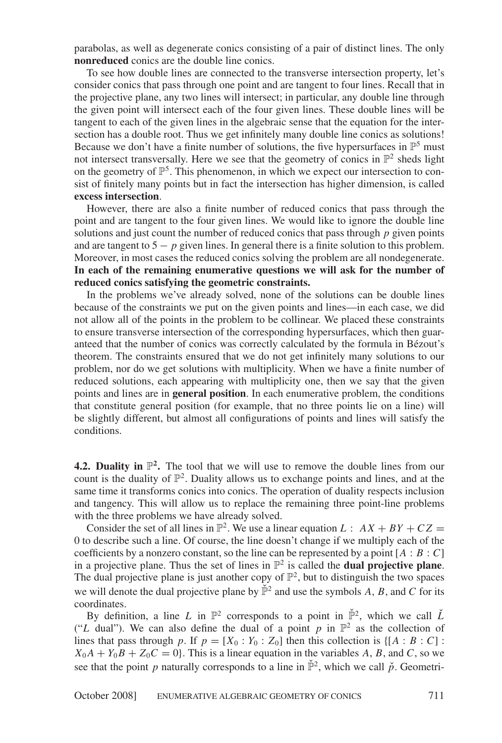parabolas, as well as degenerate conics consisting of a pair of distinct lines. The only **nonreduced** conics are the double line conics.

To see how double lines are connected to the transverse intersection property, let's consider conics that pass through one point and are tangent to four lines. Recall that in the projective plane, any two lines will intersect; in particular, any double line through the given point will intersect each of the four given lines. These double lines will be tangent to each of the given lines in the algebraic sense that the equation for the intersection has a double root. Thus we get infinitely many double line conics as solutions! Because we don't have a finite number of solutions, the five hypersurfaces in $\mathbb{P}^5$ must not intersect transversally. Here we see that the geometry of conics in $\mathbb{P}^2$ sheds light on the geometry of $\mathbb{P}^5$. This phenomenon, in which we expect our intersection to consist of finitely many points but in fact the intersection has higher dimension, is called **excess intersection**.

However, there are also a finite number of reduced conics that pass through the point and are tangent to the four given lines. We would like to ignore the double line solutions and just count the number of reduced conics that pass through $p$ given points and are tangent to $5 - p$ given lines. In general there is a finite solution to this problem. Moreover, in most cases the reduced conics solving the problem are all nondegenerate. **In each of the remaining enumerative questions we will ask for the number of reduced conics satisfying the geometric constraints.**

In the problems we've already solved, none of the solutions can be double lines because of the constraints we put on the given points and lines—in each case, we did not allow all of the points in the problem to be collinear. We placed these constraints to ensure transverse intersection of the corresponding hypersurfaces, which then guaranteed that the number of conics was correctly calculated by the formula in Bézout's theorem. The constraints ensured that we do not get infinitely many solutions to our problem, nor do we get solutions with multiplicity. When we have a finite number of reduced solutions, each appearing with multiplicity one, then we say that the given points and lines are in **general position**. In each enumerative problem, the conditions that constitute general position (for example, that no three points lie on a line) will be slightly different, but almost all configurations of points and lines will satisfy the conditions.

**4.2. Duality in $\mathbb{P}^2$.** The tool that we will use to remove the double lines from our count is the duality of $\mathbb{P}^2$. Duality allows us to exchange points and lines, and at the same time it transforms conics into conics. The operation of duality respects inclusion and tangency. This will allow us to replace the remaining three point-line problems with the three problems we have already solved.

Consider the set of all lines in $\mathbb{P}^2$. We use a linear equation $L : AX + BY + CZ = 0$ to describe such a line. Of course, the line doesn't change if we multiply each of the coefficients by a nonzero constant, so the line can be represented by a point $[A : B : C]$ in a projective plane. Thus the set of lines in $\mathbb{P}^2$ is called the **dual projective plane**. The dual projective plane is just another copy of $\mathbb{P}^2$, but to distinguish the two spaces we will denote the dual projective plane by $\check{\mathbb{P}}^2$ and use the symbols $A$, $B$, and $C$ for its coordinates.

By definition, a line $L$ in $\mathbb{P}^2$ corresponds to a point in $\check{\mathbb{P}}^2$, which we call $\check{L}$ ("$L$ dual"). We can also define the dual of a point $p$ in $\mathbb{P}^2$ as the collection of lines that pass through $p$. If $p = [X_0 : Y_0 : Z_0]$ then this collection is $\{[A : B : C] : X_0A + Y_0B + Z_0C = 0\}$. This is a linear equation in the variables $A$, $B$, and $C$, so we see that the point $p$ naturally corresponds to a line in $\check{\mathbb{P}}^2$, which we call $\check{p}$. Geometri-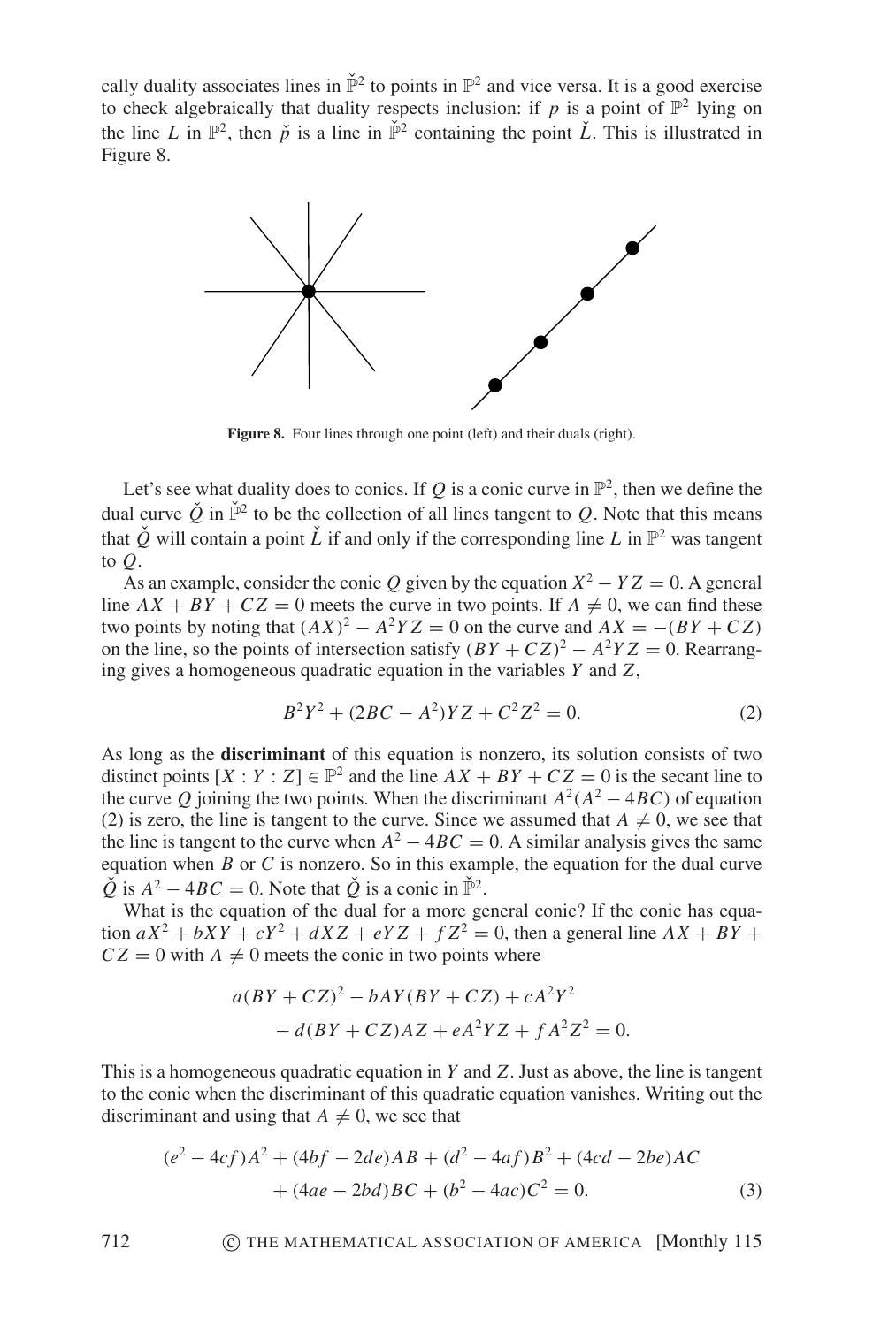cally duality associates lines in $\check{\mathbb{P}}^2$ to points in $\mathbb{P}^2$ and vice versa. It is a good exercise to check algebraically that duality respects inclusion: if $p$ is a point of $\mathbb{P}^2$ lying on the line $L$ in $\mathbb{P}^2$, then $\check{p}$ is a line in $\check{\mathbb{P}}^2$ containing the point $\check{L}$. This is illustrated in Figure 8.

**Figure 8.** Four lines through one point (left) and their duals (right).

Let's see what duality does to conics. If $Q$ is a conic curve in $\mathbb{P}^2$, then we define the dual curve $\check{Q}$ in $\check{\mathbb{P}}^2$ to be the collection of all lines tangent to $Q$. Note that this means that $\check{Q}$ will contain a point $\check{L}$ if and only if the corresponding line $L$ in $\mathbb{P}^2$ was tangent to $Q$.

As an example, consider the conic $Q$ given by the equation $X^2 - YZ = 0$. A general line $AX + BY + CZ = 0$ meets the curve in two points. If $A \neq 0$, we can find these two points by noting that $(AX)^2 - A^2YZ = 0$ on the curve and $AX = -(BY + CZ)$ on the line, so the points of intersection satisfy $(BY + CZ)^2 - A^2YZ = 0$. Rearranging gives a homogeneous quadratic equation in the variables $Y$ and $Z$,

$$B^2Y^2 + (2BC - A^2)YZ + C^2Z^2 = 0. \tag{2}$$

As long as the **discriminant** of this equation is nonzero, its solution consists of two distinct points $[X : Y : Z] \in \mathbb{P}^2$ and the line $AX + BY + CZ = 0$ is the secant line to the curve $Q$ joining the two points. When the discriminant $A^2(A^2 - 4BC)$ of equation (2) is zero, the line is tangent to the curve. Since we assumed that $A \neq 0$, we see that the line is tangent to the curve when $A^2 - 4BC = 0$. A similar analysis gives the same equation when $B$ or $C$ is nonzero. So in this example, the equation for the dual curve $\check{Q}$ is $A^2 - 4BC = 0$. Note that $\check{Q}$ is a conic in $\check{\mathbb{P}}^2$.

What is the equation of the dual for a more general conic? If the conic has equation $aX^2 + bXY + cY^2 + dXZ + eYZ + fZ^2 = 0$, then a general line $AX + BY + CZ = 0$ with $A \neq 0$ meets the conic in two points where

$$a(BY + CZ)^2 - bAY(BY + CZ) + cA^2Y^2$$
$$- d(BY + CZ)AZ + eA^2YZ + fA^2Z^2 = 0.$$

This is a homogeneous quadratic equation in $Y$ and $Z$. Just as above, the line is tangent to the conic when the discriminant of this quadratic equation vanishes. Writing out the discriminant and using that $A \neq 0$, we see that

$$(e^2 - 4cf)A^2 + (4bf - 2de)AB + (d^2 - 4af)B^2 + (4cd - 2be)AC$$
$$+ (4ae - 2bd)BC + (b^2 - 4ac)C^2 = 0. \tag{3}$$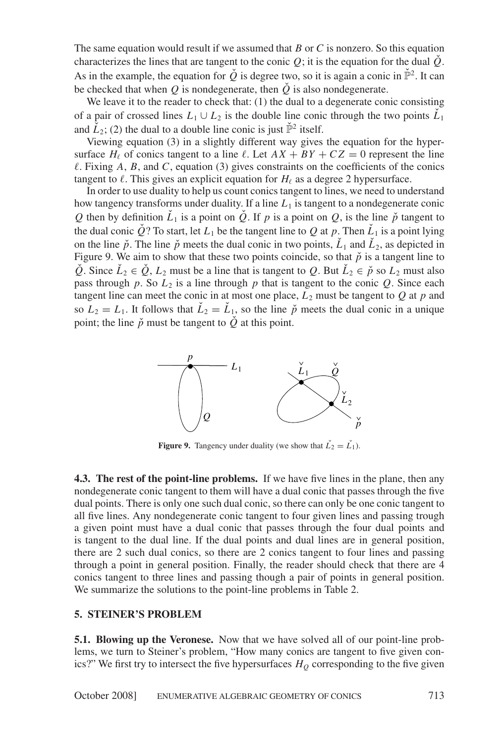The same equation would result if we assumed that $B$ or $C$ is nonzero. So this equation characterizes the lines that are tangent to the conic $Q$; it is the equation for the dual $\check{Q}$. As in the example, the equation for $\check{Q}$ is degree two, so it is again a conic in $\check{\mathbb{P}}^2$. It can be checked that when $Q$ is nondegenerate, then $\check{Q}$ is also nondegenerate.

We leave it to the reader to check that: (1) the dual to a degenerate conic consisting of a pair of crossed lines $L_1 \cup L_2$ is the double line conic through the two points $\check{L}_1$ and $\check{L}_2$; (2) the dual to a double line conic is just $\check{\mathbb{P}}^2$ itself.

Viewing equation (3) in a slightly different way gives the equation for the hypersurface $H_\ell$ of conics tangent to a line $\ell$. Let $AX + BY + CZ = 0$ represent the line $\ell$. Fixing $A$, $B$, and $C$, equation (3) gives constraints on the coefficients of the conics tangent to $\ell$. This gives an explicit equation for $H_\ell$ as a degree 2 hypersurface.

In order to use duality to help us count conics tangent to lines, we need to understand how tangency transforms under duality. If a line $L_1$ is tangent to a nondegenerate conic $Q$ then by definition $\check{L}_1$ is a point on $\check{Q}$. If $p$ is a point on $Q$, is the line $\check{p}$ tangent to the dual conic $\check{Q}$? To start, let $L_1$ be the tangent line to $Q$ at $p$. Then $\check{L}_1$ is a point lying on the line $\check{p}$. The line $\check{p}$ meets the dual conic in two points, $\check{L}_1$ and $\check{L}_2$, as depicted in Figure 9. We aim to show that these two points coincide, so that $\check{p}$ is a tangent line to $\check{Q}$. Since $\check{L}_2 \in \check{Q}$, $L_2$ must be a line that is tangent to $Q$. But $\check{L}_2 \in \check{p}$ so $L_2$ must also pass through $p$. So $L_2$ is a line through $p$ that is tangent to the conic $Q$. Since each tangent line can meet the conic in at most one place, $L_2$ must be tangent to $Q$ at $p$ and so $L_2 = L_1$. It follows that $\check{L}_2 = \check{L}_1$, so the line $\check{p}$ meets the dual conic in a unique point; the line $\check{p}$ must be tangent to $\check{Q}$ at this point.

**Figure 9.** Tangency under duality (we show that $\check{L}_2 = \check{L}_1$).

**4.3. The rest of the point-line problems.** If we have five lines in the plane, then any nondegenerate conic tangent to them will have a dual conic that passes through the five dual points. There is only one such dual conic, so there can only be one conic tangent to all five lines. Any nondegenerate conic tangent to four given lines and passing trough a given point must have a dual conic that passes through the four dual points and is tangent to the dual line. If the dual points and dual lines are in general position, there are 2 such dual conics, so there are 2 conics tangent to four lines and passing through a point in general position. Finally, the reader should check that there are 4 conics tangent to three lines and passing though a pair of points in general position. We summarize the solutions to the point-line problems in Table 2.

## 5. STEINER'S PROBLEM

**5.1. Blowing up the Veronese.** Now that we have solved all of our point-line problems, we turn to Steiner's problem, "How many conics are tangent to five given conics?" We first try to intersect the five hypersurfaces $H_Q$ corresponding to the five given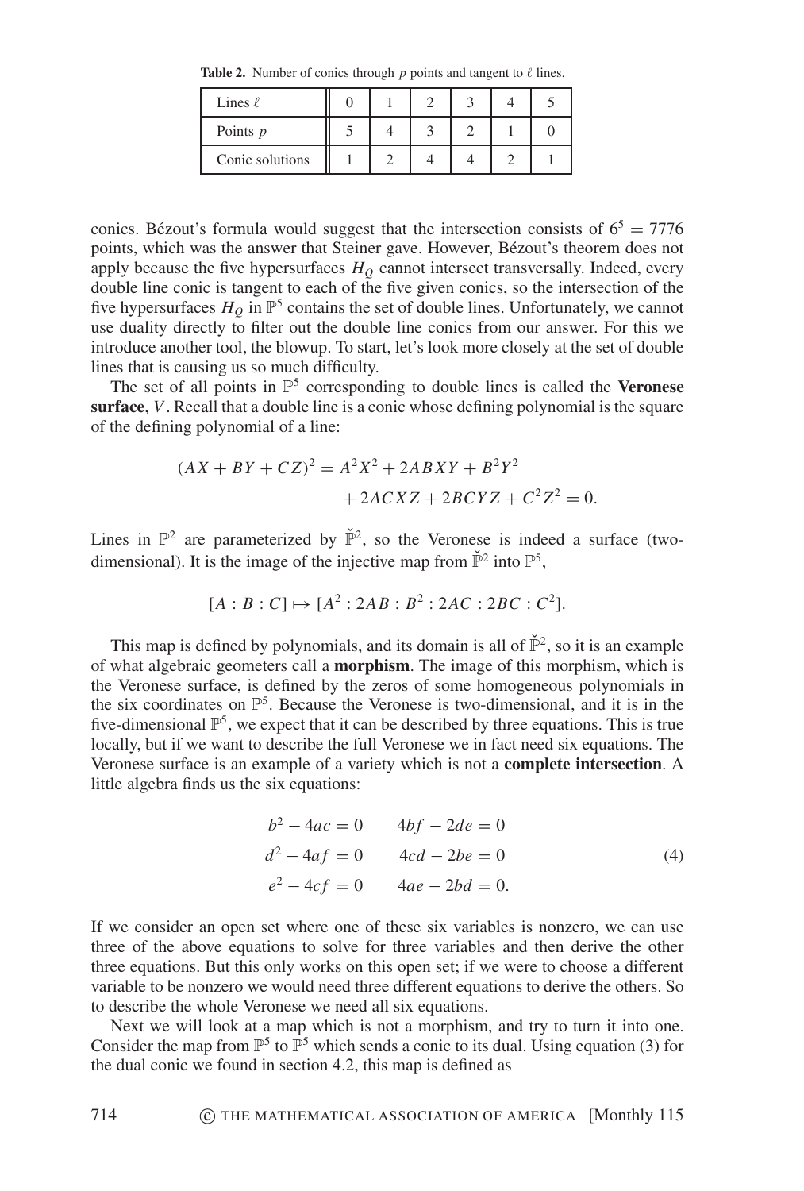**Table 2.** Number of conics through $p$ points and tangent to $\ell$ lines.

| Lines $\ell$ | 0 | 1 | 2 | 3 | 4 | 5 |
|---|---|---|---|---|---|---|
| Points $p$ | 5 | 4 | 3 | 2 | 1 | 0 |
| Conic solutions | 1 | 2 | 4 | 4 | 2 | 1 |

conics. Bézout's formula would suggest that the intersection consists of $6^5 = 7776$ points, which was the answer that Steiner gave. However, Bézout's theorem does not apply because the five hypersurfaces $H_Q$ cannot intersect transversally. Indeed, every double line conic is tangent to each of the five given conics, so the intersection of the five hypersurfaces $H_Q$ in $\mathbb{P}^5$ contains the set of double lines. Unfortunately, we cannot use duality directly to filter out the double line conics from our answer. For this we introduce another tool, the blowup. To start, let's look more closely at the set of double lines that is causing us so much difficulty.

The set of all points in $\mathbb{P}^5$ corresponding to double lines is called the **Veronese surface**, $V$. Recall that a double line is a conic whose defining polynomial is the square of the defining polynomial of a line:

$$(AX + BY + CZ)^2 = A^2X^2 + 2ABXY + B^2Y^2 + 2ACXZ + 2BCYZ + C^2Z^2 = 0.$$

Lines in $\mathbb{P}^2$ are parameterized by $\check{\mathbb{P}}^2$, so the Veronese is indeed a surface (two-dimensional). It is the image of the injective map from $\check{\mathbb{P}}^2$ into $\mathbb{P}^5$,

$$[A : B : C] \mapsto [A^2 : 2AB : B^2 : 2AC : 2BC : C^2].$$

This map is defined by polynomials, and its domain is all of $\check{\mathbb{P}}^2$, so it is an example of what algebraic geometers call a **morphism**. The image of this morphism, which is the Veronese surface, is defined by the zeros of some homogeneous polynomials in the six coordinates on $\mathbb{P}^5$. Because the Veronese is two-dimensional, and it is in the five-dimensional $\mathbb{P}^5$, we expect that it can be described by three equations. This is true locally, but if we want to describe the full Veronese we in fact need six equations. The Veronese surface is an example of a variety which is not a **complete intersection**. A little algebra finds us the six equations:

$$\begin{aligned} b^2 - 4ac &= 0 \qquad & 4bf - 2de &= 0 \\ d^2 - 4af &= 0 \qquad & 4cd - 2be &= 0 \\ e^2 - 4cf &= 0 \qquad & 4ae - 2bd &= 0. \end{aligned} \tag{4}$$

If we consider an open set where one of these six variables is nonzero, we can use three of the above equations to solve for three variables and then derive the other three equations. But this only works on this open set; if we were to choose a different variable to be nonzero we would need three different equations to derive the others. So to describe the whole Veronese we need all six equations.

Next we will look at a map which is not a morphism, and try to turn it into one. Consider the map from $\mathbb{P}^5$ to $\mathbb{P}^5$ which sends a conic to its dual. Using equation (3) for the dual conic we found in section 4.2, this map is defined as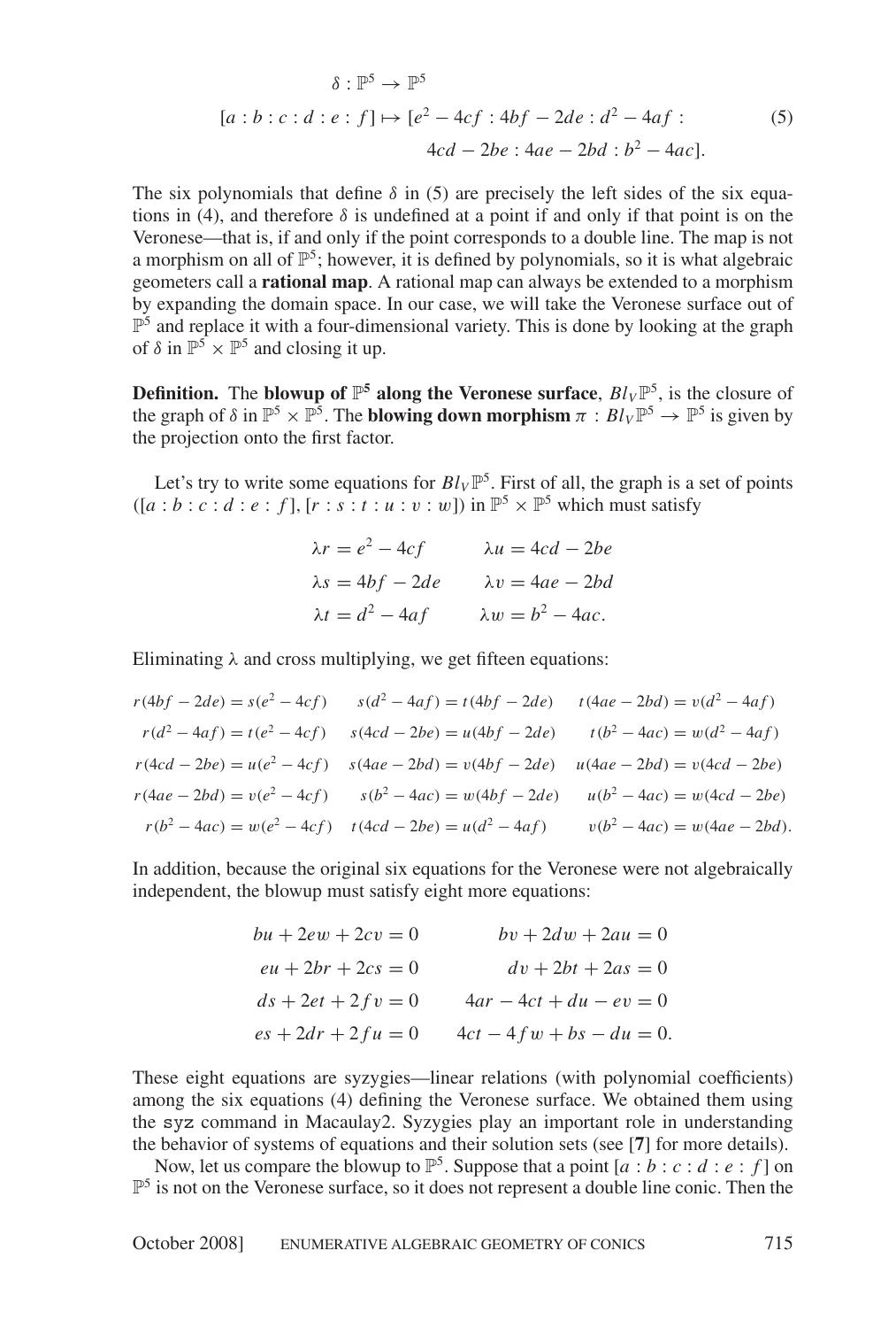$$
\begin{aligned}
\delta : \mathbb{P}^5 &\to \mathbb{P}^5 \\
[a:b:c:d:e:f] &\mapsto [e^2 - 4cf : 4bf - 2de : d^2 - 4af : \\
&\qquad 4cd - 2be : 4ae - 2bd : b^2 - 4ac].
\end{aligned} \tag{5}
$$

The six polynomials that define $\delta$ in (5) are precisely the left sides of the six equations in (4), and therefore $\delta$ is undefined at a point if and only if that point is on the Veronese—that is, if and only if the point corresponds to a double line. The map is not a morphism on all of $\mathbb{P}^5$; however, it is defined by polynomials, so it is what algebraic geometers call a **rational map**. A rational map can always be extended to a morphism by expanding the domain space. In our case, we will take the Veronese surface out of $\mathbb{P}^5$ and replace it with a four-dimensional variety. This is done by looking at the graph of $\delta$ in $\mathbb{P}^5 \times \mathbb{P}^5$ and closing it up.

**Definition.** The **blowup of $\mathbb{P}^5$ along the Veronese surface**, $Bl_V\mathbb{P}^5$, is the closure of the graph of $\delta$ in $\mathbb{P}^5 \times \mathbb{P}^5$. The **blowing down morphism** $\pi : Bl_V\mathbb{P}^5 \to \mathbb{P}^5$ is given by the projection onto the first factor.

Let's try to write some equations for $Bl_V\mathbb{P}^5$. First of all, the graph is a set of points $([a:b:c:d:e:f], [r:s:t:u:v:w])$ in $\mathbb{P}^5 \times \mathbb{P}^5$ which must satisfy

$$
\begin{aligned}
\lambda r &= e^2 - 4cf & \qquad \lambda u &= 4cd - 2be \\
\lambda s &= 4bf - 2de & \qquad \lambda v &= 4ae - 2bd \\
\lambda t &= d^2 - 4af & \qquad \lambda w &= b^2 - 4ac.
\end{aligned}
$$

Eliminating $\lambda$ and cross multiplying, we get fifteen equations:

$$
\begin{aligned}
r(4bf - 2de) &= s(e^2 - 4cf) & s(d^2 - 4af) &= t(4bf - 2de) & t(4ae - 2bd) &= v(d^2 - 4af) \\
r(d^2 - 4af) &= t(e^2 - 4cf) & s(4cd - 2be) &= u(4bf - 2de) & t(b^2 - 4ac) &= w(d^2 - 4af) \\
r(4cd - 2be) &= u(e^2 - 4cf) & s(4ae - 2bd) &= v(4bf - 2de) & u(4ae - 2bd) &= v(4cd - 2be) \\
r(4ae - 2bd) &= v(e^2 - 4cf) & s(b^2 - 4ac) &= w(4bf - 2de) & u(b^2 - 4ac) &= w(4cd - 2be) \\
r(b^2 - 4ac) &= w(e^2 - 4cf) & t(4cd - 2be) &= u(d^2 - 4af) & v(b^2 - 4ac) &= w(4ae - 2bd).
\end{aligned}
$$

In addition, because the original six equations for the Veronese were not algebraically independent, the blowup must satisfy eight more equations:

$$
\begin{aligned}
bu + 2ew + 2cv &= 0 & \qquad bv + 2dw + 2au &= 0 \\
eu + 2br + 2cs &= 0 & \qquad dv + 2bt + 2as &= 0 \\
ds + 2et + 2fv &= 0 & \qquad 4ar - 4ct + du - ev &= 0 \\
es + 2dr + 2fu &= 0 & \qquad 4ct - 4fw + bs - du &= 0.
\end{aligned}
$$

These eight equations are syzygies—linear relations (with polynomial coefficients) among the six equations (4) defining the Veronese surface. We obtained them using the `syz` command in Macaulay2. Syzygies play an important role in understanding the behavior of systems of equations and their solution sets (see [**7**] for more details).

Now, let us compare the blowup to $\mathbb{P}^5$. Suppose that a point $[a:b:c:d:e:f]$ on $\mathbb{P}^5$ is not on the Veronese surface, so it does not represent a double line conic. Then the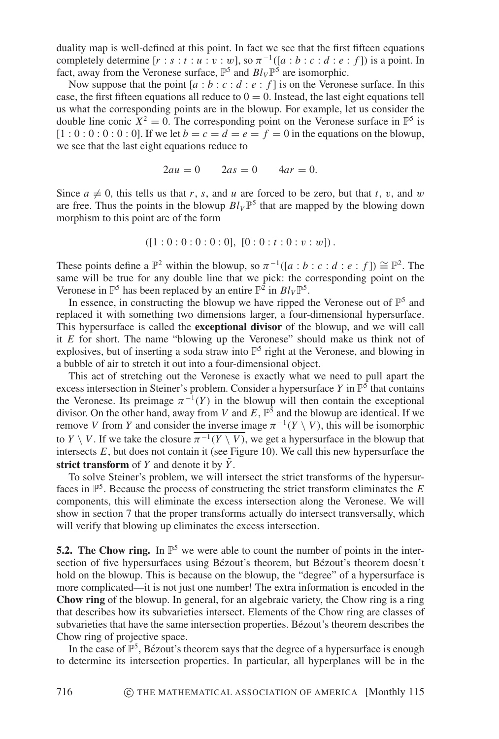duality map is well-defined at this point. In fact we see that the first fifteen equations completely determine $[r : s : t : u : v : w]$, so $\pi^{-1}([a : b : c : d : e : f])$ is a point. In fact, away from the Veronese surface, $\mathbb{P}^5$ and $Bl_V \mathbb{P}^5$ are isomorphic.

Now suppose that the point $[a : b : c : d : e : f]$ is on the Veronese surface. In this case, the first fifteen equations all reduce to $0 = 0$. Instead, the last eight equations tell us what the corresponding points are in the blowup. For example, let us consider the double line conic $X^2 = 0$. The corresponding point on the Veronese surface in $\mathbb{P}^5$ is $[1 : 0 : 0 : 0 : 0 : 0]$. If we let $b = c = d = e = f = 0$ in the equations on the blowup, we see that the last eight equations reduce to

$$2au = 0 \qquad 2as = 0 \qquad 4ar = 0.$$

Since $a \neq 0$, this tells us that $r$, $s$, and $u$ are forced to be zero, but that $t$, $v$, and $w$ are free. Thus the points in the blowup $Bl_V \mathbb{P}^5$ that are mapped by the blowing down morphism to this point are of the form

$$([1 : 0 : 0 : 0 : 0 : 0],\ [0 : 0 : t : 0 : v : w]).$$

These points define a $\mathbb{P}^2$ within the blowup, so $\pi^{-1}([a : b : c : d : e : f]) \cong \mathbb{P}^2$. The same will be true for any double line that we pick: the corresponding point on the Veronese in $\mathbb{P}^5$ has been replaced by an entire $\mathbb{P}^2$ in $Bl_V \mathbb{P}^5$.

In essence, in constructing the blowup we have ripped the Veronese out of $\mathbb{P}^5$ and replaced it with something two dimensions larger, a four-dimensional hypersurface. This hypersurface is called the **exceptional divisor** of the blowup, and we will call it $E$ for short. The name "blowing up the Veronese" should make us think not of explosives, but of inserting a soda straw into $\mathbb{P}^5$ right at the Veronese, and blowing in a bubble of air to stretch it out into a four-dimensional object.

This act of stretching out the Veronese is exactly what we need to pull apart the excess intersection in Steiner's problem. Consider a hypersurface $Y$ in $\mathbb{P}^5$ that contains the Veronese. Its preimage $\pi^{-1}(Y)$ in the blowup will then contain the exceptional divisor. On the other hand, away from $V$ and $E$, $\mathbb{P}^5$ and the blowup are identical. If we remove $V$ from $Y$ and consider the inverse image $\pi^{-1}(Y \setminus V)$, this will be isomorphic to $Y \setminus V$. If we take the closure $\overline{\pi^{-1}(Y \setminus V)}$, we get a hypersurface in the blowup that intersects $E$, but does not contain it (see Figure 10). We call this new hypersurface the **strict transform** of $Y$ and denote it by $\tilde{Y}$.

To solve Steiner's problem, we will intersect the strict transforms of the hypersurfaces in $\mathbb{P}^5$. Because the process of constructing the strict transform eliminates the $E$ components, this will eliminate the excess intersection along the Veronese. We will show in section 7 that the proper transforms actually do intersect transversally, which will verify that blowing up eliminates the excess intersection.

**5.2. The Chow ring.** In $\mathbb{P}^5$ we were able to count the number of points in the intersection of five hypersurfaces using Bézout's theorem, but Bézout's theorem doesn't hold on the blowup. This is because on the blowup, the "degree" of a hypersurface is more complicated—it is not just one number! The extra information is encoded in the **Chow ring** of the blowup. In general, for an algebraic variety, the Chow ring is a ring that describes how its subvarieties intersect. Elements of the Chow ring are classes of subvarieties that have the same intersection properties. Bézout's theorem describes the Chow ring of projective space.

In the case of $\mathbb{P}^5$, Bézout's theorem says that the degree of a hypersurface is enough to determine its intersection properties. In particular, all hyperplanes will be in the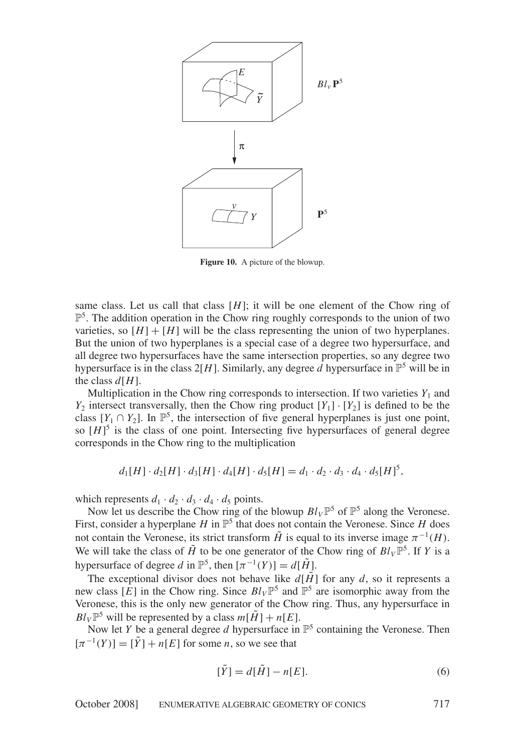**Figure 10.** A picture of the blowup.

same class. Let us call that class $[H]$; it will be one element of the Chow ring of $\mathbb{P}^5$. The addition operation in the Chow ring roughly corresponds to the union of two varieties, so $[H] + [H]$ will be the class representing the union of two hyperplanes. But the union of two hyperplanes is a special case of a degree two hypersurface, and all degree two hypersurfaces have the same intersection properties, so any degree two hypersurface is in the class $2[H]$. Similarly, any degree $d$ hypersurface in $\mathbb{P}^5$ will be in the class $d[H]$.

Multiplication in the Chow ring corresponds to intersection. If two varieties $Y_1$ and $Y_2$ intersect transversally, then the Chow ring product $[Y_1] \cdot [Y_2]$ is defined to be the class $[Y_1 \cap Y_2]$. In $\mathbb{P}^5$, the intersection of five general hyperplanes is just one point, so $[H]^5$ is the class of one point. Intersecting five hypersurfaces of general degree corresponds in the Chow ring to the multiplication

$$d_1[H] \cdot d_2[H] \cdot d_3[H] \cdot d_4[H] \cdot d_5[H] = d_1 \cdot d_2 \cdot d_3 \cdot d_4 \cdot d_5[H]^5,$$

which represents $d_1 \cdot d_2 \cdot d_3 \cdot d_4 \cdot d_5$ points.

Now let us describe the Chow ring of the blowup $Bl_V\mathbb{P}^5$ of $\mathbb{P}^5$ along the Veronese. First, consider a hyperplane $H$ in $\mathbb{P}^5$ that does not contain the Veronese. Since $H$ does not contain the Veronese, its strict transform $\tilde{H}$ is equal to its inverse image $\pi^{-1}(H)$. We will take the class of $\tilde{H}$ to be one generator of the Chow ring of $Bl_V\mathbb{P}^5$. If $Y$ is a hypersurface of degree $d$ in $\mathbb{P}^5$, then $[\pi^{-1}(Y)] = d[\tilde{H}]$.

The exceptional divisor does not behave like $d[\tilde{H}]$ for any $d$, so it represents a new class $[E]$ in the Chow ring. Since $Bl_V\mathbb{P}^5$ and $\mathbb{P}^5$ are isomorphic away from the Veronese, this is the only new generator of the Chow ring. Thus, any hypersurface in $Bl_V\mathbb{P}^5$ will be represented by a class $m[\tilde{H}] + n[E]$.

Now let $Y$ be a general degree $d$ hypersurface in $\mathbb{P}^5$ containing the Veronese. Then $[\pi^{-1}(Y)] = [\tilde{Y}] + n[E]$ for some $n$, so we see that

$$[\tilde{Y}] = d[\tilde{H}] - n[E]. \tag{6}$$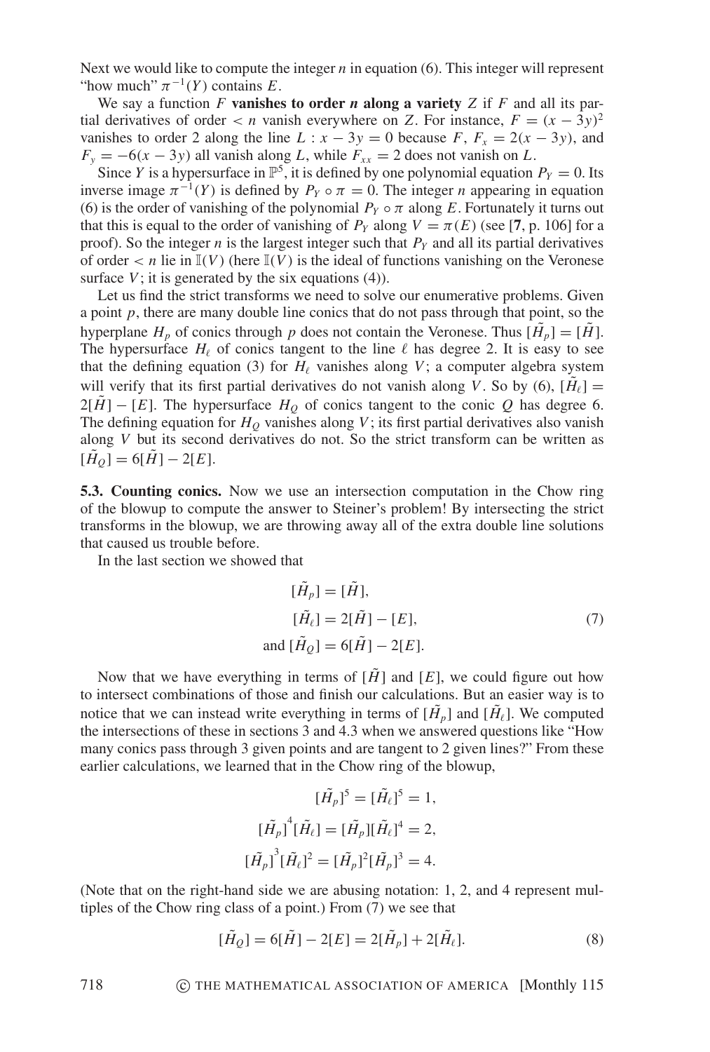Next we would like to compute the integer $n$ in equation (6). This integer will represent "how much" $\pi^{-1}(Y)$ contains $E$.

We say a function $F$ **vanishes to order $n$ along a variety** $Z$ if $F$ and all its partial derivatives of order $< n$ vanish everywhere on $Z$. For instance, $F = (x - 3y)^2$ vanishes to order 2 along the line $L : x - 3y = 0$ because $F$, $F_x = 2(x - 3y)$, and $F_y = -6(x - 3y)$ all vanish along $L$, while $F_{xx} = 2$ does not vanish on $L$.

Since $Y$ is a hypersurface in $\mathbb{P}^5$, it is defined by one polynomial equation $P_Y = 0$. Its inverse image $\pi^{-1}(Y)$ is defined by $P_Y \circ \pi = 0$. The integer $n$ appearing in equation (6) is the order of vanishing of the polynomial $P_Y \circ \pi$ along $E$. Fortunately it turns out that this is equal to the order of vanishing of $P_Y$ along $V = \pi(E)$ (see [**7**, p. 106] for a proof). So the integer $n$ is the largest integer such that $P_Y$ and all its partial derivatives of order $< n$ lie in $\mathbb{I}(V)$ (here $\mathbb{I}(V)$ is the ideal of functions vanishing on the Veronese surface $V$; it is generated by the six equations (4)).

Let us find the strict transforms we need to solve our enumerative problems. Given a point $p$, there are many double line conics that do not pass through that point, so the hyperplane $H_p$ of conics through $p$ does not contain the Veronese. Thus $[\tilde{H}_p] = [\tilde{H}]$. The hypersurface $H_\ell$ of conics tangent to the line $\ell$ has degree 2. It is easy to see that the defining equation (3) for $H_\ell$ vanishes along $V$; a computer algebra system will verify that its first partial derivatives do not vanish along $V$. So by (6), $[\tilde{H}_\ell] = 2[\tilde{H}] - [E]$. The hypersurface $H_Q$ of conics tangent to the conic $Q$ has degree 6. The defining equation for $H_Q$ vanishes along $V$; its first partial derivatives also vanish along $V$ but its second derivatives do not. So the strict transform can be written as $[\tilde{H}_Q] = 6[\tilde{H}] - 2[E]$.

**5.3. Counting conics.** Now we use an intersection computation in the Chow ring of the blowup to compute the answer to Steiner's problem! By intersecting the strict transforms in the blowup, we are throwing away all of the extra double line solutions that caused us trouble before.

In the last section we showed that

$$
\begin{aligned}
[\tilde{H}_p] &= [\tilde{H}], \\
[\tilde{H}_\ell] &= 2[\tilde{H}] - [E], \\
\text{and } [\tilde{H}_Q] &= 6[\tilde{H}] - 2[E].
\end{aligned}
\tag{7}
$$

Now that we have everything in terms of $[\tilde{H}]$ and $[E]$, we could figure out how to intersect combinations of those and finish our calculations. But an easier way is to notice that we can instead write everything in terms of $[\tilde{H}_p]$ and $[\tilde{H}_\ell]$. We computed the intersections of these in sections 3 and 4.3 when we answered questions like "How many conics pass through 3 given points and are tangent to 2 given lines?" From these earlier calculations, we learned that in the Chow ring of the blowup,

$$
\begin{aligned}
[\tilde{H}_p]^5 &= [\tilde{H}_\ell]^5 = 1, \\
[\tilde{H}_p]^4[\tilde{H}_\ell] &= [\tilde{H}_p][\tilde{H}_\ell]^4 = 2, \\
[\tilde{H}_p]^3[\tilde{H}_\ell]^2 &= [\tilde{H}_p]^2[\tilde{H}_p]^3 = 4.
\end{aligned}
$$

(Note that on the right-hand side we are abusing notation: 1, 2, and 4 represent multiples of the Chow ring class of a point.) From (7) we see that

$$
[\tilde{H}_Q] = 6[\tilde{H}] - 2[E] = 2[\tilde{H}_p] + 2[\tilde{H}_\ell]. \tag{8}
$$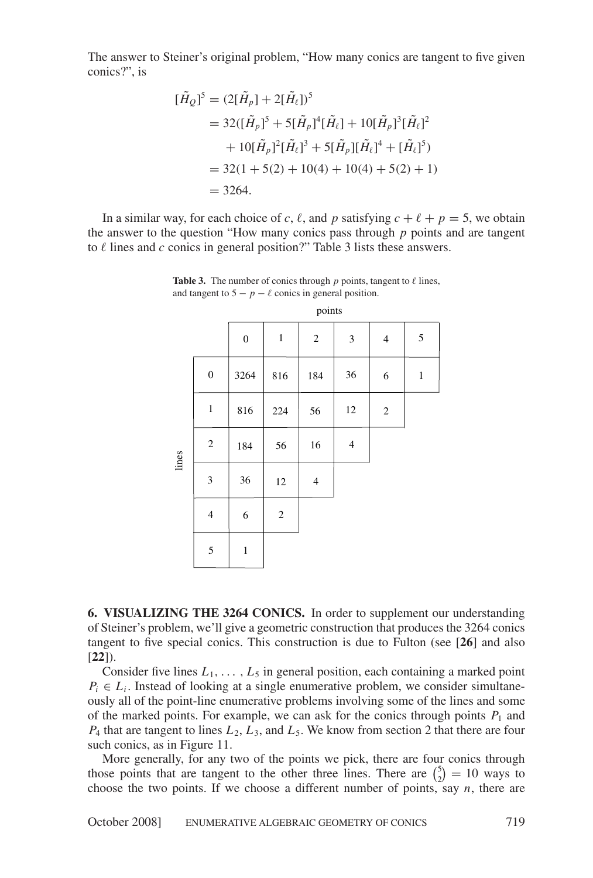The answer to Steiner's original problem, "How many conics are tangent to five given conics?", is

$$
\begin{aligned}
[\tilde{H}_Q]^5 &= (2[\tilde{H}_p] + 2[\tilde{H}_\ell])^5 \\
&= 32([\tilde{H}_p]^5 + 5[\tilde{H}_p]^4[\tilde{H}_\ell] + 10[\tilde{H}_p]^3[\tilde{H}_\ell]^2 \\
&\quad + 10[\tilde{H}_p]^2[\tilde{H}_\ell]^3 + 5[\tilde{H}_p][\tilde{H}_\ell]^4 + [\tilde{H}_\ell]^5) \\
&= 32(1 + 5(2) + 10(4) + 10(4) + 5(2) + 1) \\
&= 3264.
\end{aligned}
$$

In a similar way, for each choice of $c$, $\ell$, and $p$ satisfying $c + \ell + p = 5$, we obtain the answer to the question "How many conics pass through $p$ points and are tangent to $\ell$ lines and $c$ conics in general position?" Table 3 lists these answers.

**Table 3.** The number of conics through $p$ points, tangent to $\ell$ lines, and tangent to $5 - p - \ell$ conics in general position.

| lines \ points | 0 | 1 | 2 | 3 | 4 | 5 |
|---|---|---|---|---|---|---|
| 0 | 3264 | 816 | 184 | 36 | 6 | 1 |
| 1 | 816 | 224 | 56 | 12 | 2 | |
| 2 | 184 | 56 | 16 | 4 | | |
| 3 | 36 | 12 | 4 | | | |
| 4 | 6 | 2 | | | | |
| 5 | 1 | | | | | |

## 6. VISUALIZING THE 3264 CONICS.

In order to supplement our understanding of Steiner's problem, we'll give a geometric construction that produces the 3264 conics tangent to five special conics. This construction is due to Fulton (see [**26**] and also [**22**]).

Consider five lines $L_1, \ldots, L_5$ in general position, each containing a marked point $P_i \in L_i$. Instead of looking at a single enumerative problem, we consider simultaneously all of the point-line enumerative problems involving some of the lines and some of the marked points. For example, we can ask for the conics through points $P_1$ and $P_4$ that are tangent to lines $L_2$, $L_3$, and $L_5$. We know from section 2 that there are four such conics, as in Figure 11.

More generally, for any two of the points we pick, there are four conics through those points that are tangent to the other three lines. There are $\binom{5}{2} = 10$ ways to choose the two points. If we choose a different number of points, say $n$, there are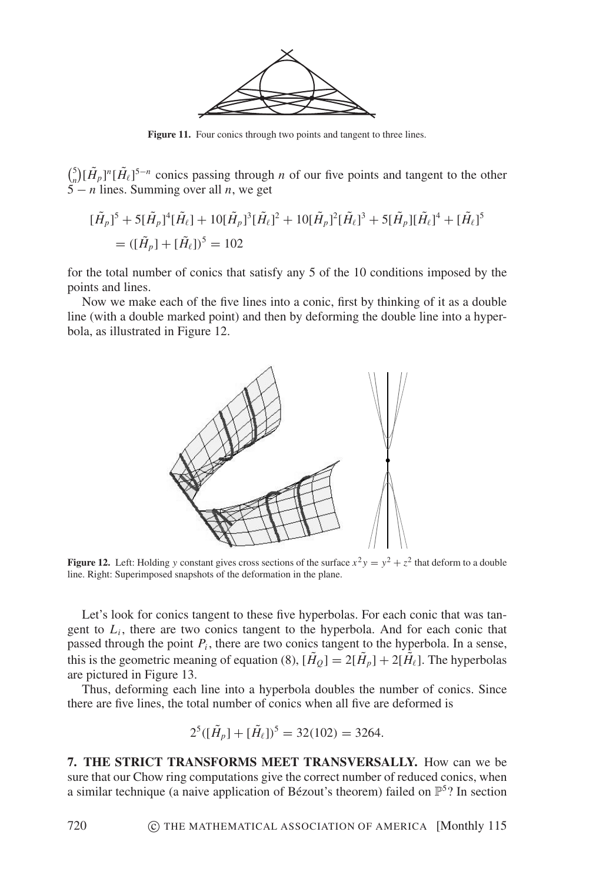**Figure 11.** Four conics through two points and tangent to three lines.

$\binom{5}{n}[\tilde{H}_p]^n[\tilde{H}_\ell]^{5-n}$ conics passing through $n$ of our five points and tangent to the other $5-n$ lines. Summing over all $n$, we get

$$[\tilde{H}_p]^5 + 5[\tilde{H}_p]^4[\tilde{H}_\ell] + 10[\tilde{H}_p]^3[\tilde{H}_\ell]^2 + 10[\tilde{H}_p]^2[\tilde{H}_\ell]^3 + 5[\tilde{H}_p][\tilde{H}_\ell]^4 + [\tilde{H}_\ell]^5$$
$$= ([\tilde{H}_p] + [\tilde{H}_\ell])^5 = 102$$

for the total number of conics that satisfy any 5 of the 10 conditions imposed by the points and lines.

Now we make each of the five lines into a conic, first by thinking of it as a double line (with a double marked point) and then by deforming the double line into a hyperbola, as illustrated in Figure 12.

**Figure 12.** Left: Holding $y$ constant gives cross sections of the surface $x^2y = y^2 + z^2$ that deform to a double line. Right: Superimposed snapshots of the deformation in the plane.

Let's look for conics tangent to these five hyperbolas. For each conic that was tangent to $L_i$, there are two conics tangent to the hyperbola. And for each conic that passed through the point $P_i$, there are two conics tangent to the hyperbola. In a sense, this is the geometric meaning of equation (8), $[\tilde{H}_Q] = 2[\tilde{H}_p] + 2[\tilde{H}_\ell]$. The hyperbolas are pictured in Figure 13.

Thus, deforming each line into a hyperbola doubles the number of conics. Since there are five lines, the total number of conics when all five are deformed is

$$2^5([\tilde{H}_p] + [\tilde{H}_\ell])^5 = 32(102) = 3264.$$

**7. THE STRICT TRANSFORMS MEET TRANSVERSALLY.** How can we be sure that our Chow ring computations give the correct number of reduced conics, when a similar technique (a naive application of Bézout's theorem) failed on $\mathbb{P}^5$? In section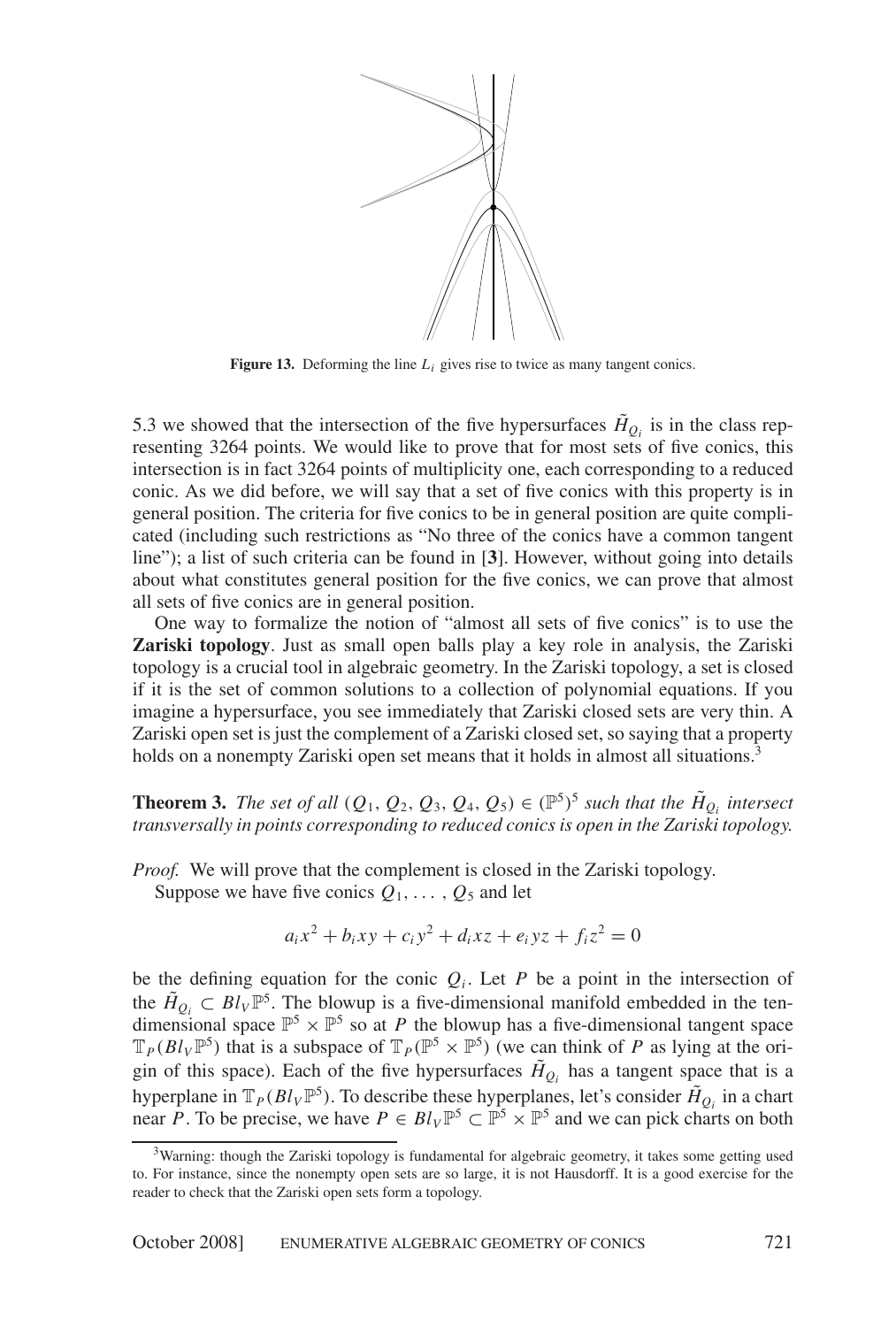**Figure 13.** Deforming the line $L_i$ gives rise to twice as many tangent conics.

5.3 we showed that the intersection of the five hypersurfaces $\tilde{H}_{Q_i}$ is in the class representing 3264 points. We would like to prove that for most sets of five conics, this intersection is in fact 3264 points of multiplicity one, each corresponding to a reduced conic. As we did before, we will say that a set of five conics with this property is in general position. The criteria for five conics to be in general position are quite complicated (including such restrictions as "No three of the conics have a common tangent line"); a list of such criteria can be found in [**3**]. However, without going into details about what constitutes general position for the five conics, we can prove that almost all sets of five conics are in general position.

One way to formalize the notion of "almost all sets of five conics" is to use the **Zariski topology**. Just as small open balls play a key role in analysis, the Zariski topology is a crucial tool in algebraic geometry. In the Zariski topology, a set is closed if it is the set of common solutions to a collection of polynomial equations. If you imagine a hypersurface, you see immediately that Zariski closed sets are very thin. A Zariski open set is just the complement of a Zariski closed set, so saying that a property holds on a nonempty Zariski open set means that it holds in almost all situations.[3]

**Theorem 3.** *The set of all $(Q_1, Q_2, Q_3, Q_4, Q_5) \in (\mathbb{P}^5)^5$ such that the $\tilde{H}_{Q_i}$ intersect transversally in points corresponding to reduced conics is open in the Zariski topology.*

*Proof.* We will prove that the complement is closed in the Zariski topology.

Suppose we have five conics $Q_1, \ldots, Q_5$ and let

$$a_i x^2 + b_i xy + c_i y^2 + d_i xz + e_i yz + f_i z^2 = 0$$

be the defining equation for the conic $Q_i$. Let $P$ be a point in the intersection of the $\tilde{H}_{Q_i} \subset Bl_V \mathbb{P}^5$. The blowup is a five-dimensional manifold embedded in the ten-dimensional space $\mathbb{P}^5 \times \mathbb{P}^5$ so at $P$ the blowup has a five-dimensional tangent space $\mathbb{T}_P(Bl_V \mathbb{P}^5)$ that is a subspace of $\mathbb{T}_P(\mathbb{P}^5 \times \mathbb{P}^5)$ (we can think of $P$ as lying at the origin of this space). Each of the five hypersurfaces $\tilde{H}_{Q_i}$ has a tangent space that is a hyperplane in $\mathbb{T}_P(Bl_V \mathbb{P}^5)$. To describe these hyperplanes, let's consider $\tilde{H}_{Q_i}$ in a chart near $P$. To be precise, we have $P \in Bl_V \mathbb{P}^5 \subset \mathbb{P}^5 \times \mathbb{P}^5$ and we can pick charts on both

[3] Warning: though the Zariski topology is fundamental for algebraic geometry, it takes some getting used to. For instance, since the nonempty open sets are so large, it is not Hausdorff. It is a good exercise for the reader to check that the Zariski open sets form a topology.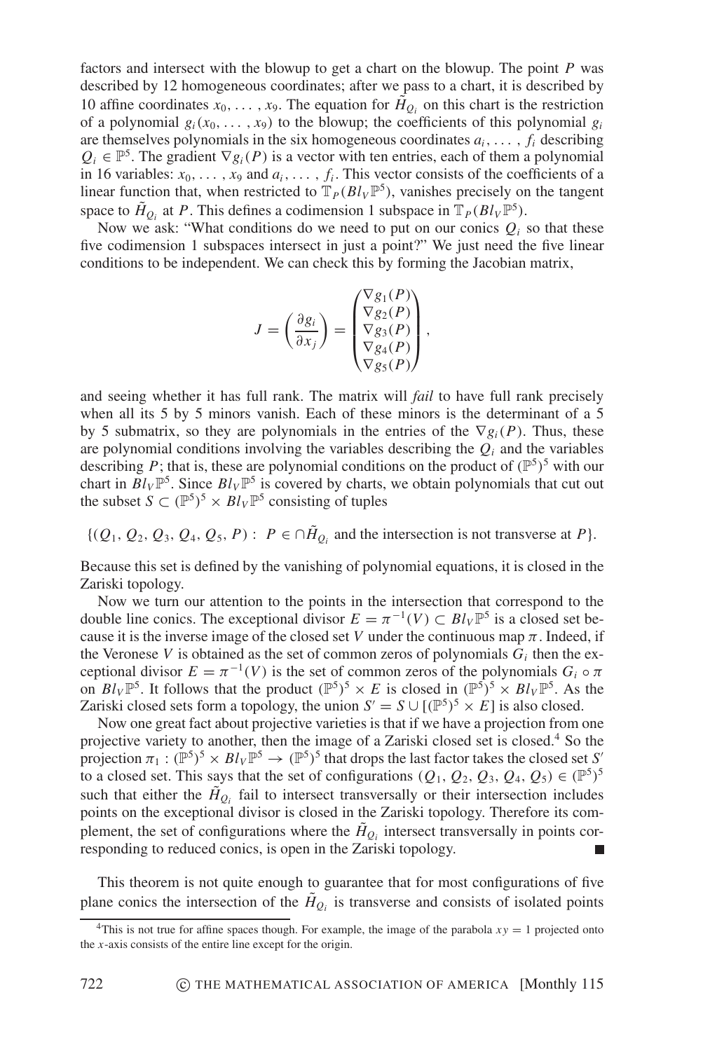factors and intersect with the blowup to get a chart on the blowup. The point $P$ was described by 12 homogeneous coordinates; after we pass to a chart, it is described by 10 affine coordinates $x_0, \dots, x_9$. The equation for $\tilde{H}_{Q_i}$ on this chart is the restriction of a polynomial $g_i(x_0, \dots, x_9)$ to the blowup; the coefficients of this polynomial $g_i$ are themselves polynomials in the six homogeneous coordinates $a_i, \dots, f_i$ describing $Q_i \in \mathbb{P}^5$. The gradient $\nabla g_i(P)$ is a vector with ten entries, each of them a polynomial in 16 variables: $x_0, \dots, x_9$ and $a_i, \dots, f_i$. This vector consists of the coefficients of a linear function that, when restricted to $\mathbb{T}_P(Bl_V\mathbb{P}^5)$, vanishes precisely on the tangent space to $\tilde{H}_{Q_i}$ at $P$. This defines a codimension 1 subspace in $\mathbb{T}_P(Bl_V\mathbb{P}^5)$.

Now we ask: "What conditions do we need to put on our conics $Q_i$ so that these five codimension 1 subspaces intersect in just a point?" We just need the five linear conditions to be independent. We can check this by forming the Jacobian matrix,

$$J = \left(\frac{\partial g_i}{\partial x_j}\right) = \begin{pmatrix} \nabla g_1(P) \\ \nabla g_2(P) \\ \nabla g_3(P) \\ \nabla g_4(P) \\ \nabla g_5(P) \end{pmatrix},$$

and seeing whether it has full rank. The matrix will *fail* to have full rank precisely when all its 5 by 5 minors vanish. Each of these minors is the determinant of a 5 by 5 submatrix, so they are polynomials in the entries of the $\nabla g_i(P)$. Thus, these are polynomial conditions involving the variables describing the $Q_i$ and the variables describing $P$; that is, these are polynomial conditions on the product of $(\mathbb{P}^5)^5$ with our chart in $Bl_V\mathbb{P}^5$. Since $Bl_V\mathbb{P}^5$ is covered by charts, we obtain polynomials that cut out the subset $S \subset (\mathbb{P}^5)^5 \times Bl_V\mathbb{P}^5$ consisting of tuples

$$\{(Q_1, Q_2, Q_3, Q_4, Q_5, P) : \ P \in \cap \tilde{H}_{Q_i} \text{ and the intersection is not transverse at } P\}.$$

Because this set is defined by the vanishing of polynomial equations, it is closed in the Zariski topology.

Now we turn our attention to the points in the intersection that correspond to the double line conics. The exceptional divisor $E = \pi^{-1}(V) \subset Bl_V\mathbb{P}^5$ is a closed set because it is the inverse image of the closed set $V$ under the continuous map $\pi$. Indeed, if the Veronese $V$ is obtained as the set of common zeros of polynomials $G_i$ then the exceptional divisor $E = \pi^{-1}(V)$ is the set of common zeros of the polynomials $G_i \circ \pi$ on $Bl_V\mathbb{P}^5$. It follows that the product $(\mathbb{P}^5)^5 \times E$ is closed in $(\mathbb{P}^5)^5 \times Bl_V\mathbb{P}^5$. As the Zariski closed sets form a topology, the union $S' = S \cup [(\mathbb{P}^5)^5 \times E]$ is also closed.

Now one great fact about projective varieties is that if we have a projection from one projective variety to another, then the image of a Zariski closed set is closed.[4] So the projection $\pi_1 : (\mathbb{P}^5)^5 \times Bl_V\mathbb{P}^5 \to (\mathbb{P}^5)^5$ that drops the last factor takes the closed set $S'$ to a closed set. This says that the set of configurations $(Q_1, Q_2, Q_3, Q_4, Q_5) \in (\mathbb{P}^5)^5$ such that either the $\tilde{H}_{Q_i}$ fail to intersect transversally or their intersection includes points on the exceptional divisor is closed in the Zariski topology. Therefore its complement, the set of configurations where the $\tilde{H}_{Q_i}$ intersect transversally in points corresponding to reduced conics, is open in the Zariski topology. ■

This theorem is not quite enough to guarantee that for most configurations of five plane conics the intersection of the $\tilde{H}_{Q_i}$ is transverse and consists of isolated points

[4] This is not true for affine spaces though. For example, the image of the parabola $xy = 1$ projected onto the $x$-axis consists of the entire line except for the origin.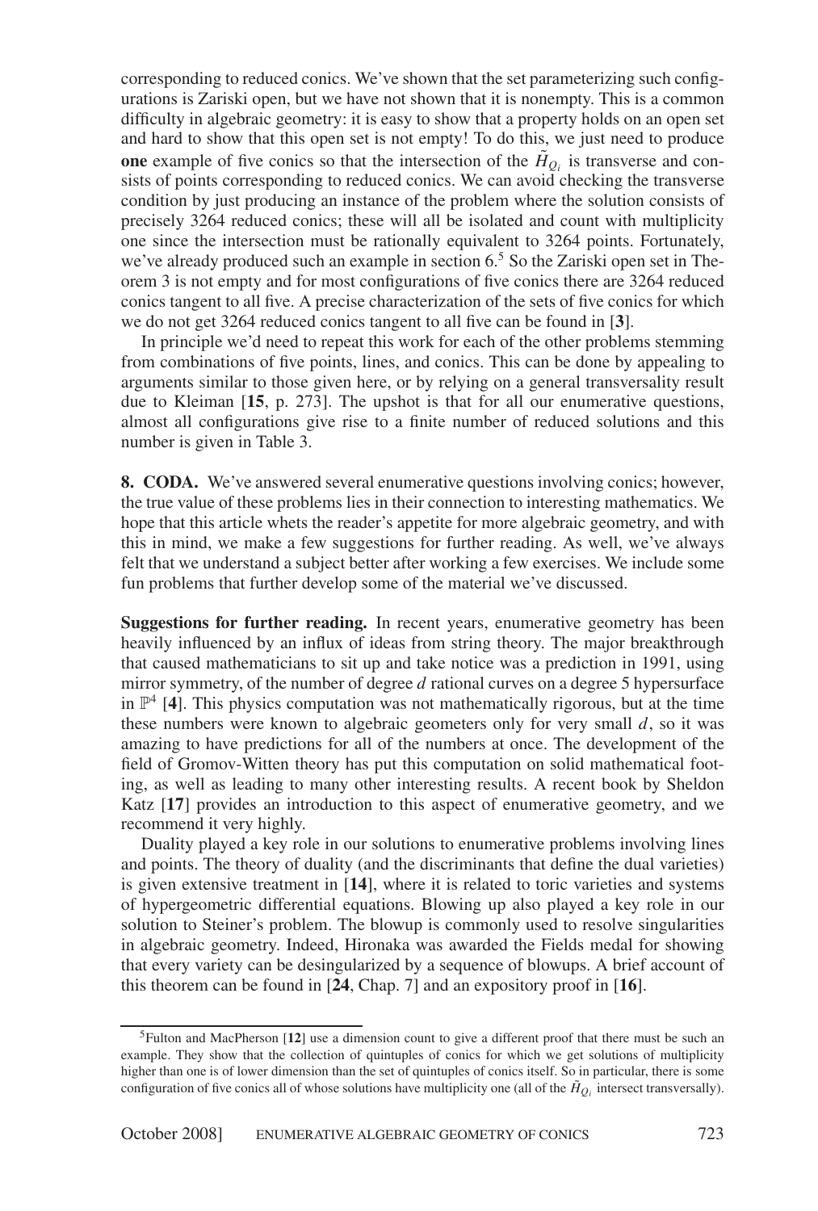corresponding to reduced conics. We've shown that the set parameterizing such configurations is Zariski open, but we have not shown that it is nonempty. This is a common difficulty in algebraic geometry: it is easy to show that a property holds on an open set and hard to show that this open set is not empty! To do this, we just need to produce **one** example of five conics so that the intersection of the $\tilde{H}_{Q_i}$ is transverse and consists of points corresponding to reduced conics. We can avoid checking the transverse condition by just producing an instance of the problem where the solution consists of precisely 3264 reduced conics; these will all be isolated and count with multiplicity one since the intersection must be rationally equivalent to 3264 points. Fortunately, we've already produced such an example in section 6.[5] So the Zariski open set in Theorem 3 is not empty and for most configurations of five conics there are 3264 reduced conics tangent to all five. A precise characterization of the sets of five conics for which we do not get 3264 reduced conics tangent to all five can be found in [**3**].

In principle we'd need to repeat this work for each of the other problems stemming from combinations of five points, lines, and conics. This can be done by appealing to arguments similar to those given here, or by relying on a general transversality result due to Kleiman [**15**, p. 273]. The upshot is that for all our enumerative questions, almost all configurations give rise to a finite number of reduced solutions and this number is given in Table 3.

## 8. CODA.

We've answered several enumerative questions involving conics; however, the true value of these problems lies in their connection to interesting mathematics. We hope that this article whets the reader's appetite for more algebraic geometry, and with this in mind, we make a few suggestions for further reading. As well, we've always felt that we understand a subject better after working a few exercises. We include some fun problems that further develop some of the material we've discussed.

**Suggestions for further reading.** In recent years, enumerative geometry has been heavily influenced by an influx of ideas from string theory. The major breakthrough that caused mathematicians to sit up and take notice was a prediction in 1991, using mirror symmetry, of the number of degree $d$ rational curves on a degree 5 hypersurface in $\mathbb{P}^4$ [**4**]. This physics computation was not mathematically rigorous, but at the time these numbers were known to algebraic geometers only for very small $d$, so it was amazing to have predictions for all of the numbers at once. The development of the field of Gromov-Witten theory has put this computation on solid mathematical footing, as well as leading to many other interesting results. A recent book by Sheldon Katz [**17**] provides an introduction to this aspect of enumerative geometry, and we recommend it very highly.

Duality played a key role in our solutions to enumerative problems involving lines and points. The theory of duality (and the discriminants that define the dual varieties) is given extensive treatment in [**14**], where it is related to toric varieties and systems of hypergeometric differential equations. Blowing up also played a key role in our solution to Steiner's problem. The blowup is commonly used to resolve singularities in algebraic geometry. Indeed, Hironaka was awarded the Fields medal for showing that every variety can be desingularized by a sequence of blowups. A brief account of this theorem can be found in [**24**, Chap. 7] and an expository proof in [**16**].

[5] Fulton and MacPherson [**12**] use a dimension count to give a different proof that there must be such an example. They show that the collection of quintuples of conics for which we get solutions of multiplicity higher than one is of lower dimension than the set of quintuples of conics itself. So in particular, there is some configuration of five conics all of whose solutions have multiplicity one (all of the $\tilde{H}_{Q_i}$ intersect transversally).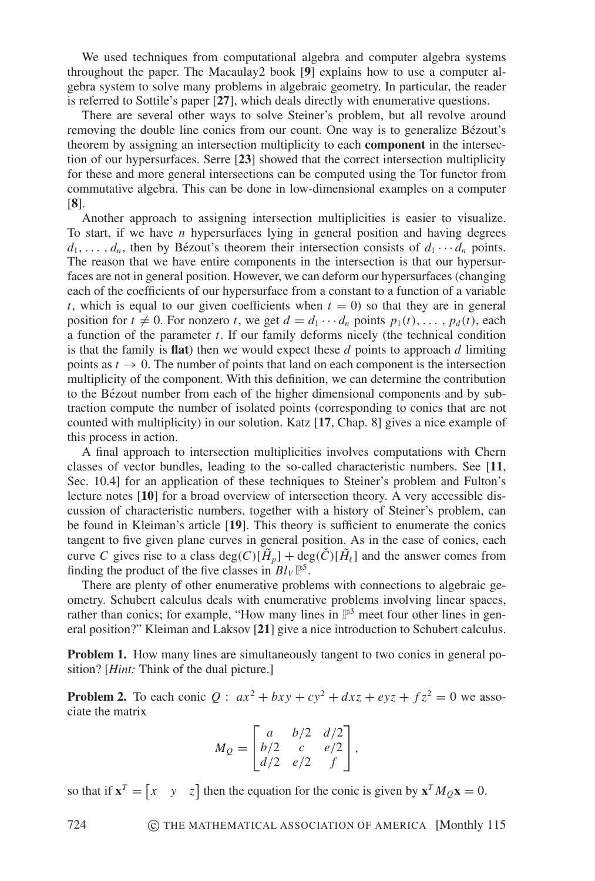We used techniques from computational algebra and computer algebra systems throughout the paper. The Macaulay2 book [**9**] explains how to use a computer algebra system to solve many problems in algebraic geometry. In particular, the reader is referred to Sottile's paper [**27**], which deals directly with enumerative questions.

There are several other ways to solve Steiner's problem, but all revolve around removing the double line conics from our count. One way is to generalize Bézout's theorem by assigning an intersection multiplicity to each **component** in the intersection of our hypersurfaces. Serre [**23**] showed that the correct intersection multiplicity for these and more general intersections can be computed using the Tor functor from commutative algebra. This can be done in low-dimensional examples on a computer [**8**].

Another approach to assigning intersection multiplicities is easier to visualize. To start, if we have $n$ hypersurfaces lying in general position and having degrees $d_1, \dots, d_n$, then by Bézout's theorem their intersection consists of $d_1 \cdots d_n$ points. The reason that we have entire components in the intersection is that our hypersurfaces are not in general position. However, we can deform our hypersurfaces (changing each of the coefficients of our hypersurface from a constant to a function of a variable $t$, which is equal to our given coefficients when $t = 0$) so that they are in general position for $t \neq 0$. For nonzero $t$, we get $d = d_1 \cdots d_n$ points $p_1(t), \dots, p_d(t)$, each a function of the parameter $t$. If our family deforms nicely (the technical condition is that the family is **flat**) then we would expect these $d$ points to approach $d$ limiting points as $t \to 0$. The number of points that land on each component is the intersection multiplicity of the component. With this definition, we can determine the contribution to the Bézout number from each of the higher dimensional components and by subtraction compute the number of isolated points (corresponding to conics that are not counted with multiplicity) in our solution. Katz [**17**, Chap. 8] gives a nice example of this process in action.

A final approach to intersection multiplicities involves computations with Chern classes of vector bundles, leading to the so-called characteristic numbers. See [**11**, Sec. 10.4] for an application of these techniques to Steiner's problem and Fulton's lecture notes [**10**] for a broad overview of intersection theory. A very accessible discussion of characteristic numbers, together with a history of Steiner's problem, can be found in Kleiman's article [**19**]. This theory is sufficient to enumerate the conics tangent to five given plane curves in general position. As in the case of conics, each curve $C$ gives rise to a class $\deg(C)[\tilde{H}_p] + \deg(\check{C})[\tilde{H}_\ell]$ and the answer comes from finding the product of the five classes in $Bl_V \mathbb{P}^5$.

There are plenty of other enumerative problems with connections to algebraic geometry. Schubert calculus deals with enumerative problems involving linear spaces, rather than conics; for example, "How many lines in $\mathbb{P}^3$ meet four other lines in general position?" Kleiman and Laksov [**21**] give a nice introduction to Schubert calculus.

**Problem 1.** How many lines are simultaneously tangent to two conics in general position? [*Hint:* Think of the dual picture.]

**Problem 2.** To each conic $Q: \; ax^2 + bxy + cy^2 + dxz + eyz + fz^2 = 0$ we associate the matrix

$$M_Q = \begin{bmatrix} a & b/2 & d/2 \\ b/2 & c & e/2 \\ d/2 & e/2 & f \end{bmatrix},$$

so that if $\mathbf{x}^T = \begin{bmatrix} x & y & z \end{bmatrix}$ then the equation for the conic is given by $\mathbf{x}^T M_Q \mathbf{x} = 0$.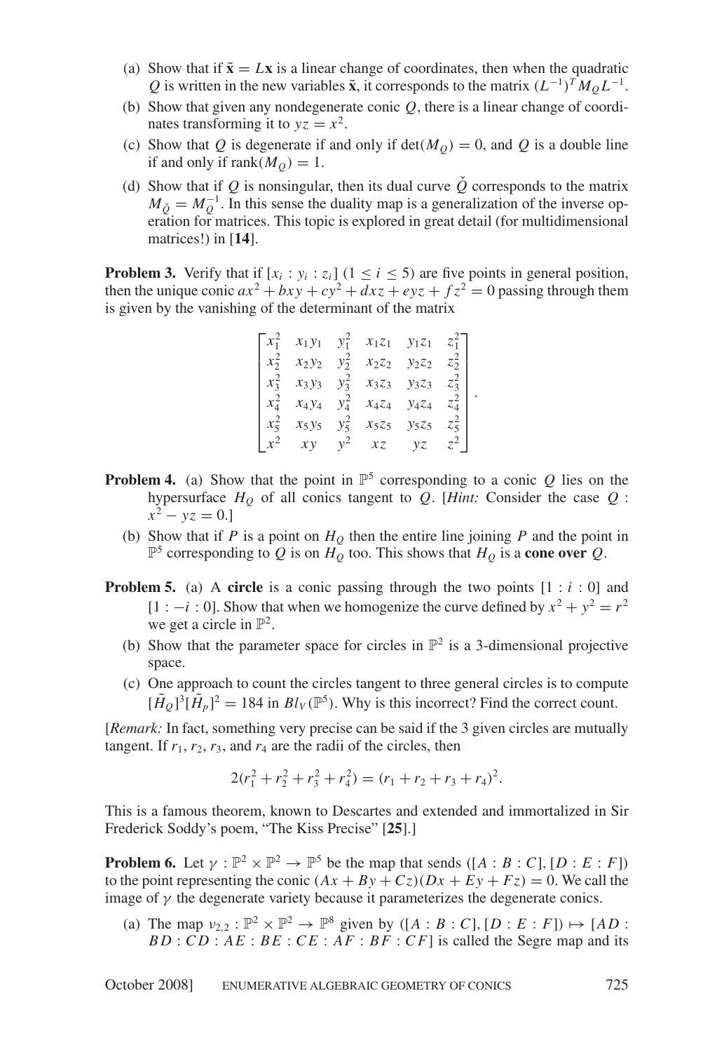(a) Show that if $\tilde{\mathbf{x}} = L\mathbf{x}$ is a linear change of coordinates, then when the quadratic $Q$ is written in the new variables $\tilde{\mathbf{x}}$, it corresponds to the matrix $(L^{-1})^T M_Q L^{-1}$.

(b) Show that given any nondegenerate conic $Q$, there is a linear change of coordinates transforming it to $yz = x^2$.

(c) Show that $Q$ is degenerate if and only if $\det(M_Q) = 0$, and $Q$ is a double line if and only if $\text{rank}(M_Q) = 1$.

(d) Show that if $Q$ is nonsingular, then its dual curve $\check{Q}$ corresponds to the matrix $M_{\check{Q}} = M_Q^{-1}$. In this sense the duality map is a generalization of the inverse operation for matrices. This topic is explored in great detail (for multidimensional matrices!) in [**14**].

**Problem 3.** Verify that if $[x_i : y_i : z_i]$ $(1 \le i \le 5)$ are five points in general position, then the unique conic $ax^2 + bxy + cy^2 + dxz + eyz + fz^2 = 0$ passing through them is given by the vanishing of the determinant of the matrix

$$\begin{bmatrix} x_1^2 & x_1y_1 & y_1^2 & x_1z_1 & y_1z_1 & z_1^2 \\ x_2^2 & x_2y_2 & y_2^2 & x_2z_2 & y_2z_2 & z_2^2 \\ x_3^2 & x_3y_3 & y_3^2 & x_3z_3 & y_3z_3 & z_3^2 \\ x_4^2 & x_4y_4 & y_4^2 & x_4z_4 & y_4z_4 & z_4^2 \\ x_5^2 & x_5y_5 & y_5^2 & x_5z_5 & y_5z_5 & z_5^2 \\ x^2 & xy & y^2 & xz & yz & z^2 \end{bmatrix}.$$

**Problem 4.** (a) Show that the point in $\mathbb{P}^5$ corresponding to a conic $Q$ lies on the hypersurface $H_Q$ of all conics tangent to $Q$. [*Hint:* Consider the case $Q : x^2 - yz = 0$.]

(b) Show that if $P$ is a point on $H_Q$ then the entire line joining $P$ and the point in $\mathbb{P}^5$ corresponding to $Q$ is on $H_Q$ too. This shows that $H_Q$ is a **cone over** $Q$.

**Problem 5.** (a) A **circle** is a conic passing through the two points $[1 : i : 0]$ and $[1 : -i : 0]$. Show that when we homogenize the curve defined by $x^2 + y^2 = r^2$ we get a circle in $\mathbb{P}^2$.

(b) Show that the parameter space for circles in $\mathbb{P}^2$ is a 3-dimensional projective space.

(c) One approach to count the circles tangent to three general circles is to compute $[\tilde{H}_Q]^3[\tilde{H}_p]^2 = 184$ in $Bl_V(\mathbb{P}^5)$. Why is this incorrect? Find the correct count.

[*Remark:* In fact, something very precise can be said if the 3 given circles are mutually tangent. If $r_1$, $r_2$, $r_3$, and $r_4$ are the radii of the circles, then

$$2(r_1^2 + r_2^2 + r_3^2 + r_4^2) = (r_1 + r_2 + r_3 + r_4)^2.$$

This is a famous theorem, known to Descartes and extended and immortalized in Sir Frederick Soddy's poem, "The Kiss Precise" [**25**].]

**Problem 6.** Let $\gamma : \mathbb{P}^2 \times \mathbb{P}^2 \to \mathbb{P}^5$ be the map that sends $([A : B : C], [D : E : F])$ to the point representing the conic $(Ax + By + Cz)(Dx + Ey + Fz) = 0$. We call the image of $\gamma$ the degenerate variety because it parameterizes the degenerate conics.

(a) The map $\nu_{2,2} : \mathbb{P}^2 \times \mathbb{P}^2 \to \mathbb{P}^8$ given by $([A : B : C], [D : E : F]) \mapsto [AD : BD : CD : AE : BE : CE : AF : BF : CF]$ is called the Segre map and its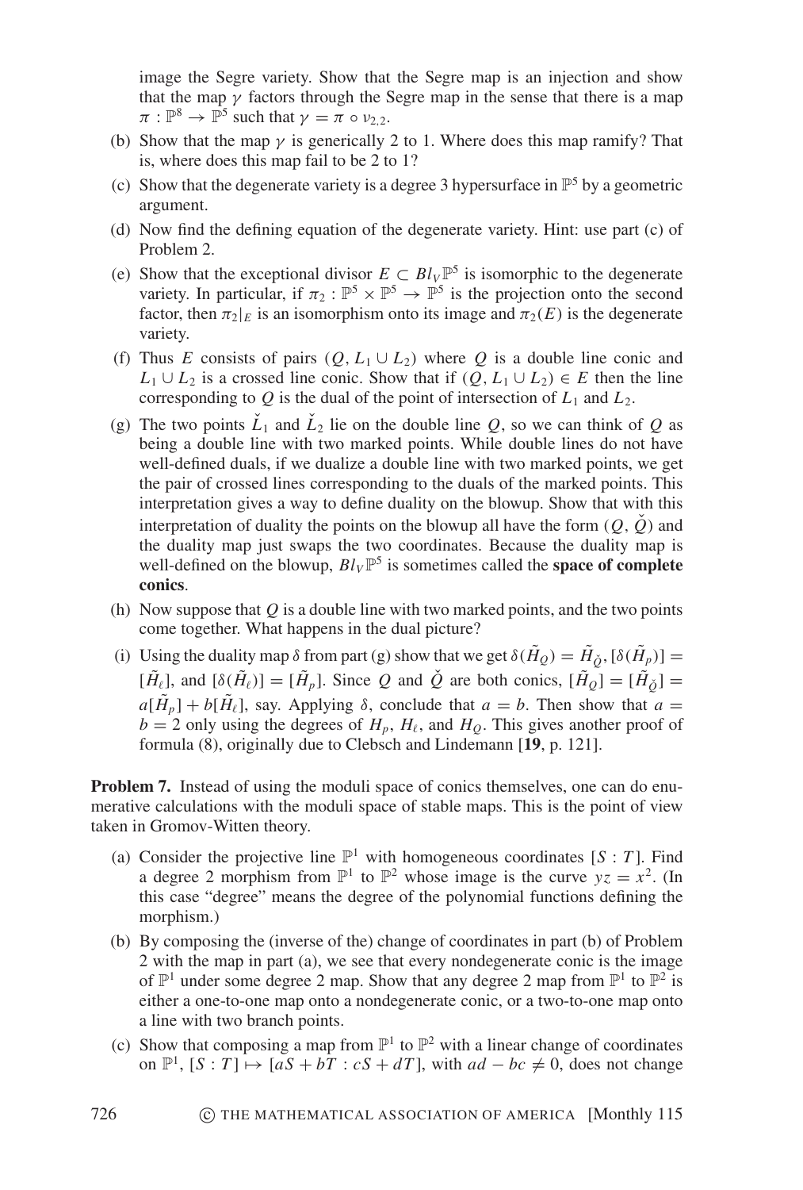image the Segre variety. Show that the Segre map is an injection and show that the map $\gamma$ factors through the Segre map in the sense that there is a map $\pi : \mathbb{P}^8 \to \mathbb{P}^5$ such that $\gamma = \pi \circ \nu_{2,2}$.

(b) Show that the map $\gamma$ is generically 2 to 1. Where does this map ramify? That is, where does this map fail to be 2 to 1?

(c) Show that the degenerate variety is a degree 3 hypersurface in $\mathbb{P}^5$ by a geometric argument.

(d) Now find the defining equation of the degenerate variety. Hint: use part (c) of Problem 2.

(e) Show that the exceptional divisor $E \subset Bl_V\mathbb{P}^5$ is isomorphic to the degenerate variety. In particular, if $\pi_2 : \mathbb{P}^5 \times \mathbb{P}^5 \to \mathbb{P}^5$ is the projection onto the second factor, then $\pi_2|_E$ is an isomorphism onto its image and $\pi_2(E)$ is the degenerate variety.

(f) Thus $E$ consists of pairs $(Q, L_1 \cup L_2)$ where $Q$ is a double line conic and $L_1 \cup L_2$ is a crossed line conic. Show that if $(Q, L_1 \cup L_2) \in E$ then the line corresponding to $Q$ is the dual of the point of intersection of $L_1$ and $L_2$.

(g) The two points $\check{L}_1$ and $\check{L}_2$ lie on the double line $Q$, so we can think of $Q$ as being a double line with two marked points. While double lines do not have well-defined duals, if we dualize a double line with two marked points, we get the pair of crossed lines corresponding to the duals of the marked points. This interpretation gives a way to define duality on the blowup. Show that with this interpretation of duality the points on the blowup all have the form $(Q, \check{Q})$ and the duality map just swaps the two coordinates. Because the duality map is well-defined on the blowup, $Bl_V\mathbb{P}^5$ is sometimes called the **space of complete conics**.

(h) Now suppose that $Q$ is a double line with two marked points, and the two points come together. What happens in the dual picture?

(i) Using the duality map $\delta$ from part (g) show that we get $\delta(\tilde{H}_Q) = \tilde{H}_{\check{Q}}$, $[\delta(\tilde{H}_p)] = [\tilde{H}_\ell]$, and $[\delta(\tilde{H}_\ell)] = [\tilde{H}_p]$. Since $Q$ and $\check{Q}$ are both conics, $[\tilde{H}_Q] = [\tilde{H}_{\check{Q}}] = a[\tilde{H}_p] + b[\tilde{H}_\ell]$, say. Applying $\delta$, conclude that $a = b$. Then show that $a = b = 2$ only using the degrees of $H_p$, $H_\ell$, and $H_Q$. This gives another proof of formula (8), originally due to Clebsch and Lindemann [**19**, p. 121].

**Problem 7.** Instead of using the moduli space of conics themselves, one can do enumerative calculations with the moduli space of stable maps. This is the point of view taken in Gromov-Witten theory.

(a) Consider the projective line $\mathbb{P}^1$ with homogeneous coordinates $[S : T]$. Find a degree 2 morphism from $\mathbb{P}^1$ to $\mathbb{P}^2$ whose image is the curve $yz = x^2$. (In this case "degree" means the degree of the polynomial functions defining the morphism.)

(b) By composing the (inverse of the) change of coordinates in part (b) of Problem 2 with the map in part (a), we see that every nondegenerate conic is the image of $\mathbb{P}^1$ under some degree 2 map. Show that any degree 2 map from $\mathbb{P}^1$ to $\mathbb{P}^2$ is either a one-to-one map onto a nondegenerate conic, or a two-to-one map onto a line with two branch points.

(c) Show that composing a map from $\mathbb{P}^1$ to $\mathbb{P}^2$ with a linear change of coordinates on $\mathbb{P}^1$, $[S : T] \mapsto [aS + bT : cS + dT]$, with $ad - bc \neq 0$, does not change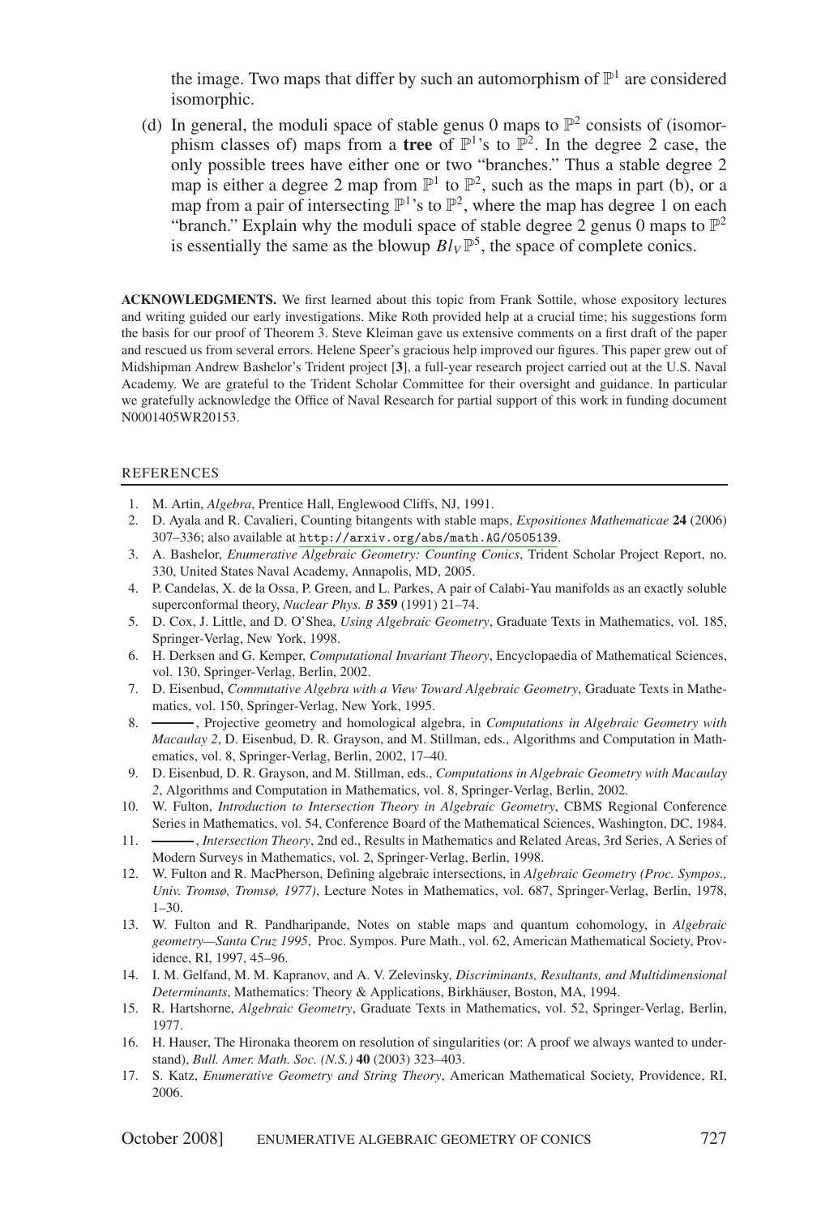the image. Two maps that differ by such an automorphism of $\mathbb{P}^1$ are considered isomorphic.

(d) In general, the moduli space of stable genus 0 maps to $\mathbb{P}^2$ consists of (isomorphism classes of) maps from a **tree** of $\mathbb{P}^1$'s to $\mathbb{P}^2$. In the degree 2 case, the only possible trees have either one or two "branches." Thus a stable degree 2 map is either a degree 2 map from $\mathbb{P}^1$ to $\mathbb{P}^2$, such as the maps in part (b), or a map from a pair of intersecting $\mathbb{P}^1$'s to $\mathbb{P}^2$, where the map has degree 1 on each "branch." Explain why the moduli space of stable degree 2 genus 0 maps to $\mathbb{P}^2$ is essentially the same as the blowup $Bl_V\mathbb{P}^5$, the space of complete conics.

**ACKNOWLEDGMENTS.** We first learned about this topic from Frank Sottile, whose expository lectures and writing guided our early investigations. Mike Roth provided help at a crucial time; his suggestions form the basis for our proof of Theorem 3. Steve Kleiman gave us extensive comments on a first draft of the paper and rescued us from several errors. Helene Speer's gracious help improved our figures. This paper grew out of Midshipman Andrew Bashelor's Trident project [**3**], a full-year research project carried out at the U.S. Naval Academy. We are grateful to the Trident Scholar Committee for their oversight and guidance. In particular we gratefully acknowledge the Office of Naval Research for partial support of this work in funding document N0001405WR20153.

## REFERENCES

1. M. Artin, *Algebra*, Prentice Hall, Englewood Cliffs, NJ, 1991.
2. D. Ayala and R. Cavalieri, Counting bitangents with stable maps, *Expositiones Mathematicae* **24** (2006) 307–336; also available at http://arxiv.org/abs/math.AG/0505139.
3. A. Bashelor, *Enumerative Algebraic Geometry: Counting Conics*, Trident Scholar Project Report, no. 330, United States Naval Academy, Annapolis, MD, 2005.
4. P. Candelas, X. de la Ossa, P. Green, and L. Parkes, A pair of Calabi-Yau manifolds as an exactly soluble superconformal theory, *Nuclear Phys. B* **359** (1991) 21–74.
5. D. Cox, J. Little, and D. O'Shea, *Using Algebraic Geometry*, Graduate Texts in Mathematics, vol. 185, Springer-Verlag, New York, 1998.
6. H. Derksen and G. Kemper, *Computational Invariant Theory*, Encyclopaedia of Mathematical Sciences, vol. 130, Springer-Verlag, Berlin, 2002.
7. D. Eisenbud, *Commutative Algebra with a View Toward Algebraic Geometry*, Graduate Texts in Mathematics, vol. 150, Springer-Verlag, New York, 1995.
8. ———, Projective geometry and homological algebra, in *Computations in Algebraic Geometry with Macaulay 2*, D. Eisenbud, D. R. Grayson, and M. Stillman, eds., Algorithms and Computation in Mathematics, vol. 8, Springer-Verlag, Berlin, 2002, 17–40.
9. D. Eisenbud, D. R. Grayson, and M. Stillman, eds., *Computations in Algebraic Geometry with Macaulay 2*, Algorithms and Computation in Mathematics, vol. 8, Springer-Verlag, Berlin, 2002.
10. W. Fulton, *Introduction to Intersection Theory in Algebraic Geometry*, CBMS Regional Conference Series in Mathematics, vol. 54, Conference Board of the Mathematical Sciences, Washington, DC, 1984.
11. ———, *Intersection Theory*, 2nd ed., Results in Mathematics and Related Areas, 3rd Series, A Series of Modern Surveys in Mathematics, vol. 2, Springer-Verlag, Berlin, 1998.
12. W. Fulton and R. MacPherson, Defining algebraic intersections, in *Algebraic Geometry (Proc. Sympos., Univ. Tromsø, Tromsø, 1977)*, Lecture Notes in Mathematics, vol. 687, Springer-Verlag, Berlin, 1978, 1–30.
13. W. Fulton and R. Pandharipande, Notes on stable maps and quantum cohomology, in *Algebraic geometry—Santa Cruz 1995*, Proc. Sympos. Pure Math., vol. 62, American Mathematical Society, Providence, RI, 1997, 45–96.
14. I. M. Gelfand, M. M. Kapranov, and A. V. Zelevinsky, *Discriminants, Resultants, and Multidimensional Determinants*, Mathematics: Theory & Applications, Birkhäuser, Boston, MA, 1994.
15. R. Hartshorne, *Algebraic Geometry*, Graduate Texts in Mathematics, vol. 52, Springer-Verlag, Berlin, 1977.
16. H. Hauser, The Hironaka theorem on resolution of singularities (or: A proof we always wanted to understand), *Bull. Amer. Math. Soc. (N.S.)* **40** (2003) 323–403.
17. S. Katz, *Enumerative Geometry and String Theory*, American Mathematical Society, Providence, RI, 2006.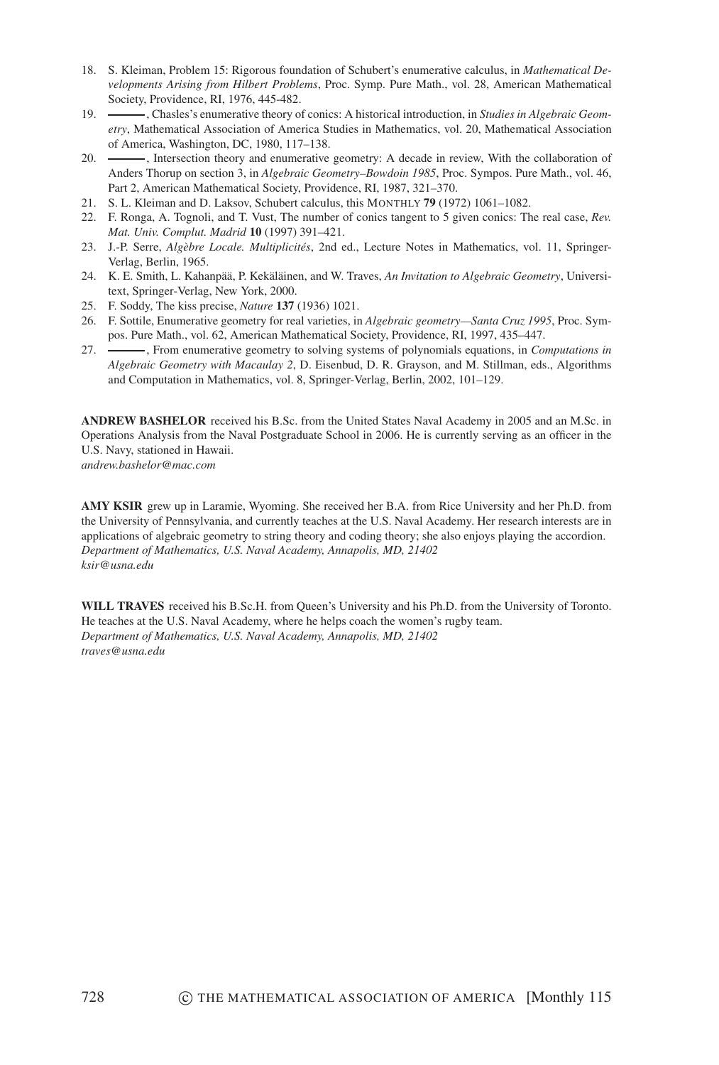18. S. Kleiman, Problem 15: Rigorous foundation of Schubert's enumerative calculus, in *Mathematical Developments Arising from Hilbert Problems*, Proc. Symp. Pure Math., vol. 28, American Mathematical Society, Providence, RI, 1976, 445-482.
19. ———, Chasles's enumerative theory of conics: A historical introduction, in *Studies in Algebraic Geometry*, Mathematical Association of America Studies in Mathematics, vol. 20, Mathematical Association of America, Washington, DC, 1980, 117–138.
20. ———, Intersection theory and enumerative geometry: A decade in review, With the collaboration of Anders Thorup on section 3, in *Algebraic Geometry–Bowdoin 1985*, Proc. Sympos. Pure Math., vol. 46, Part 2, American Mathematical Society, Providence, RI, 1987, 321–370.
21. S. L. Kleiman and D. Laksov, Schubert calculus, this MONTHLY **79** (1972) 1061–1082.
22. F. Ronga, A. Tognoli, and T. Vust, The number of conics tangent to 5 given conics: The real case, *Rev. Mat. Univ. Complut. Madrid* **10** (1997) 391–421.
23. J.-P. Serre, *Algèbre Locale. Multiplicités*, 2nd ed., Lecture Notes in Mathematics, vol. 11, Springer-Verlag, Berlin, 1965.
24. K. E. Smith, L. Kahanpää, P. Kekäläinen, and W. Traves, *An Invitation to Algebraic Geometry*, Universitext, Springer-Verlag, New York, 2000.
25. F. Soddy, The kiss precise, *Nature* **137** (1936) 1021.
26. F. Sottile, Enumerative geometry for real varieties, in *Algebraic geometry—Santa Cruz 1995*, Proc. Sympos. Pure Math., vol. 62, American Mathematical Society, Providence, RI, 1997, 435–447.
27. ———, From enumerative geometry to solving systems of polynomials equations, in *Computations in Algebraic Geometry with Macaulay 2*, D. Eisenbud, D. R. Grayson, and M. Stillman, eds., Algorithms and Computation in Mathematics, vol. 8, Springer-Verlag, Berlin, 2002, 101–129.

**ANDREW BASHELOR** received his B.Sc. from the United States Naval Academy in 2005 and an M.Sc. in Operations Analysis from the Naval Postgraduate School in 2006. He is currently serving as an officer in the U.S. Navy, stationed in Hawaii.
*andrew.bashelor@mac.com*

**AMY KSIR** grew up in Laramie, Wyoming. She received her B.A. from Rice University and her Ph.D. from the University of Pennsylvania, and currently teaches at the U.S. Naval Academy. Her research interests are in applications of algebraic geometry to string theory and coding theory; she also enjoys playing the accordion.
*Department of Mathematics, U.S. Naval Academy, Annapolis, MD, 21402*
*ksir@usna.edu*

**WILL TRAVES** received his B.Sc.H. from Queen's University and his Ph.D. from the University of Toronto. He teaches at the U.S. Naval Academy, where he helps coach the women's rugby team.
*Department of Mathematics, U.S. Naval Academy, Annapolis, MD, 21402*
*traves@usna.edu*